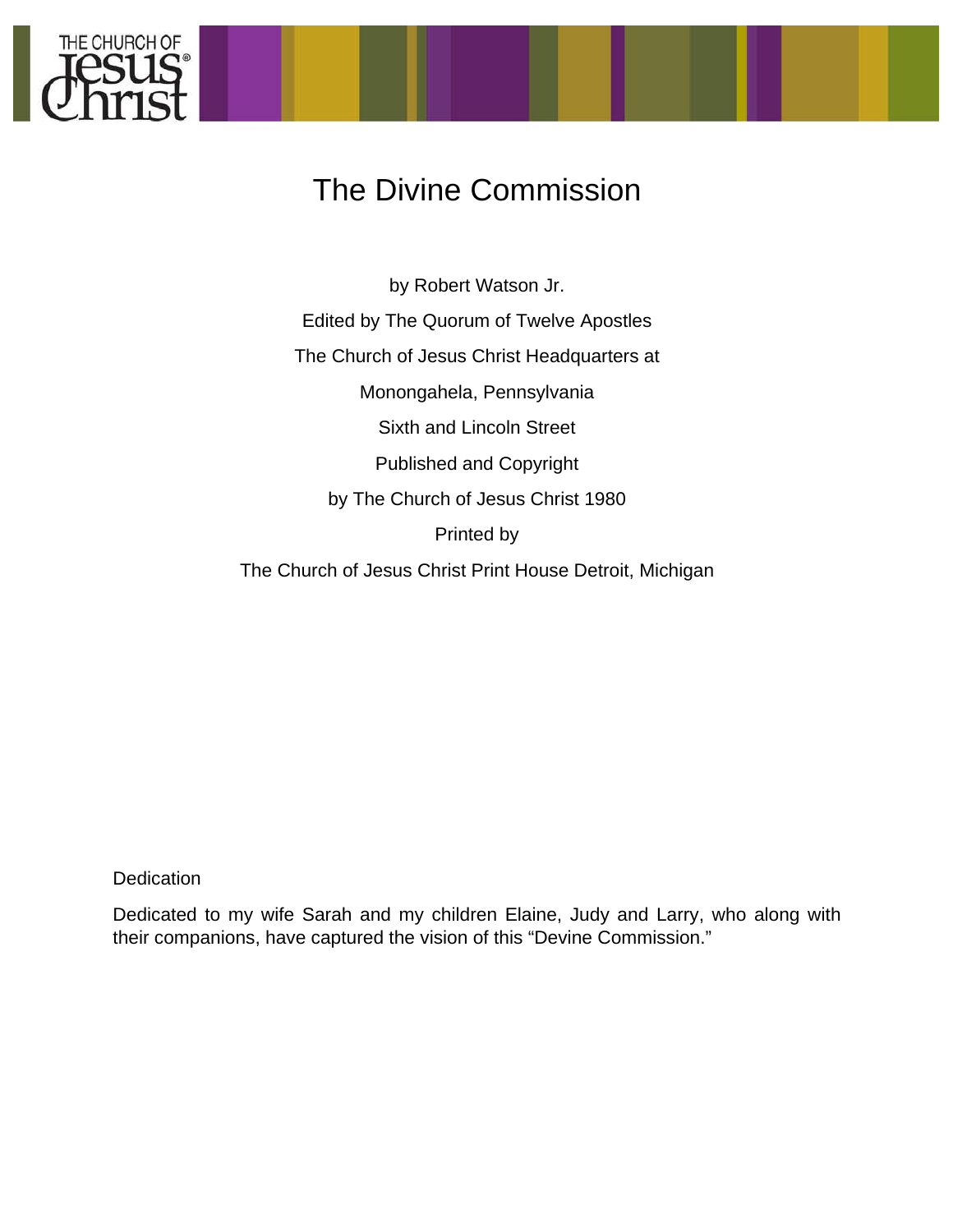# The Divine Commission

by Robert Watson Jr.

Edited by The Quorum of Twelve Apostles

The Church of Jesus Christ Headquarters at

Monongahela, Pennsylvania

Sixth and Lincoln Street

Published and Copyright

by The Church of Jesus Christ 1980

Printed by

The Church of Jesus Christ Print House Detroit, Michigan

Dedication

Dedicated to my wife Sarah and my children Elaine, Judy and Larry, who along with their companions, have captured the vision of this "Devine Commission."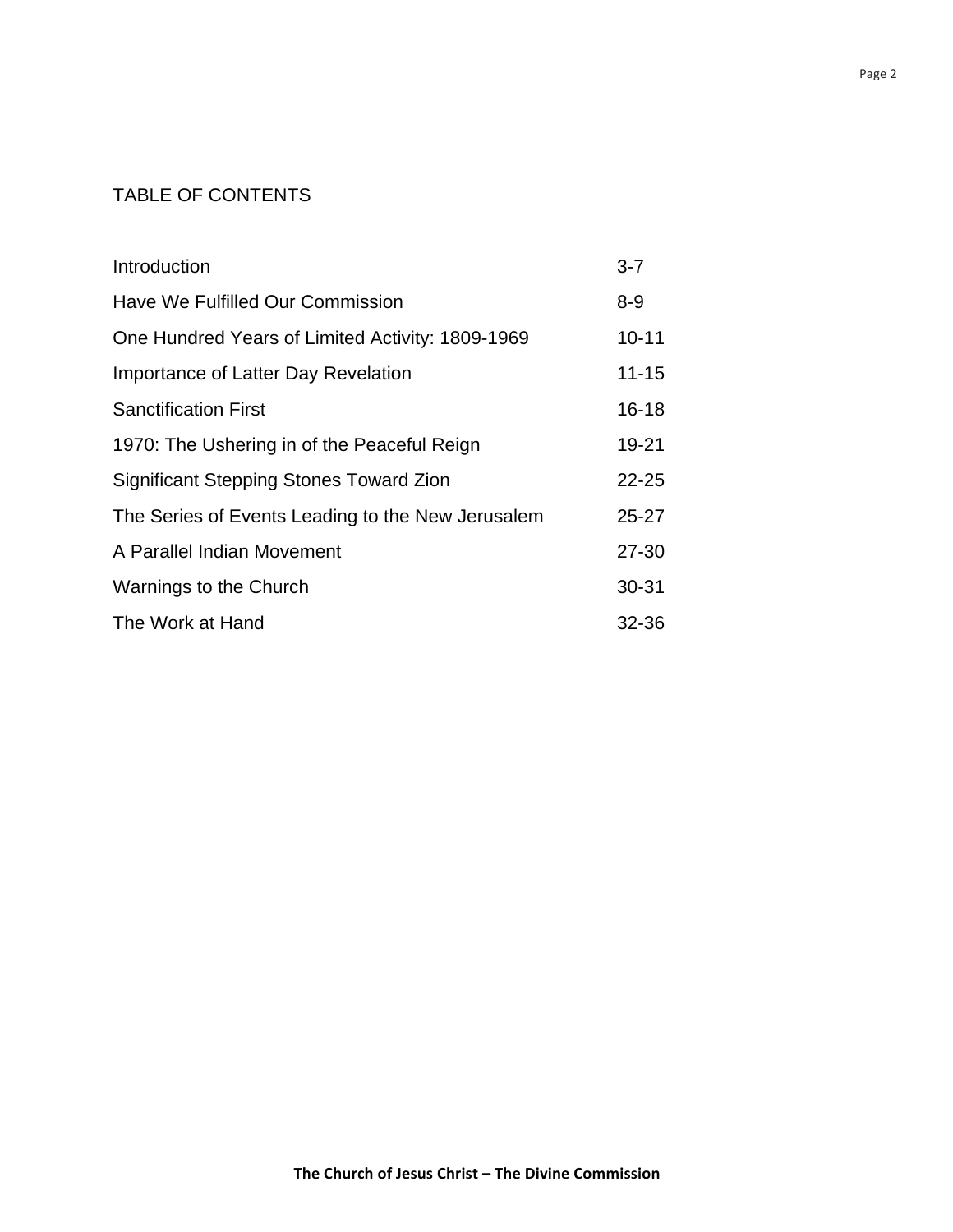# TABLE OF CONTENTS

| | |
|---|---|
| Introduction | 3-7 |
| Have We Fulfilled Our Commission | 8-9 |
| One Hundred Years of Limited Activity: 1809-1969 | 10-11 |
| Importance of Latter Day Revelation | 11-15 |
| Sanctification First | 16-18 |
| 1970: The Ushering in of the Peaceful Reign | 19-21 |
| Significant Stepping Stones Toward Zion | 22-25 |
| The Series of Events Leading to the New Jerusalem | 25-27 |
| A Parallel Indian Movement | 27-30 |
| Warnings to the Church | 30-31 |
| The Work at Hand | 32-36 |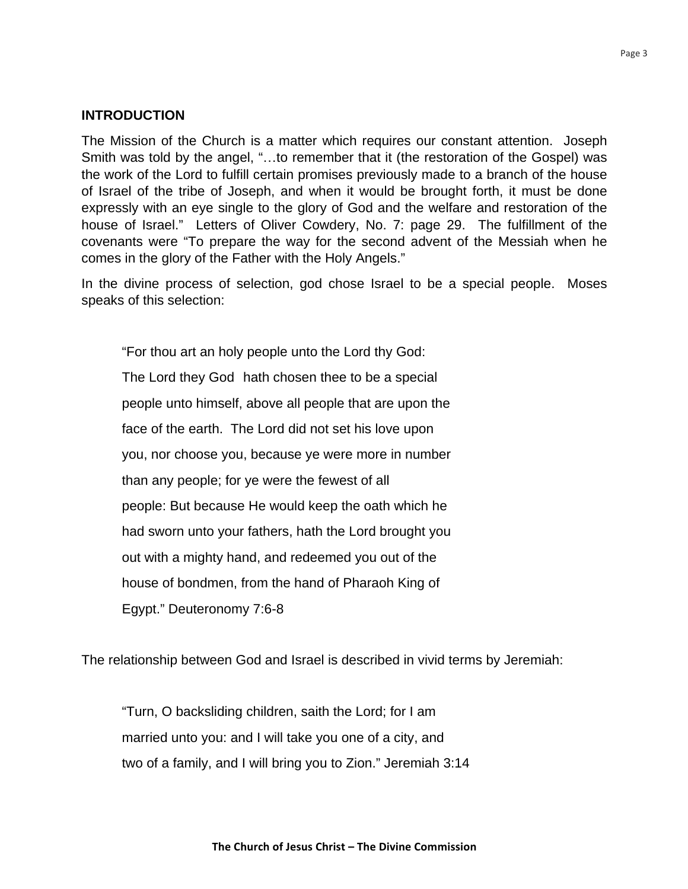**INTRODUCTION**

The Mission of the Church is a matter which requires our constant attention. Joseph Smith was told by the angel, "…to remember that it (the restoration of the Gospel) was the work of the Lord to fulfill certain promises previously made to a branch of the house of Israel of the tribe of Joseph, and when it would be brought forth, it must be done expressly with an eye single to the glory of God and the welfare and restoration of the house of Israel." Letters of Oliver Cowdery, No. 7: page 29. The fulfillment of the covenants were "To prepare the way for the second advent of the Messiah when he comes in the glory of the Father with the Holy Angels."

In the divine process of selection, god chose Israel to be a special people. Moses speaks of this selection:

> "For thou art an holy people unto the Lord thy God:
> The Lord they God hath chosen thee to be a special
> people unto himself, above all people that are upon the
> face of the earth. The Lord did not set his love upon
> you, nor choose you, because ye were more in number
> than any people; for ye were the fewest of all
> people: But because He would keep the oath which he
> had sworn unto your fathers, hath the Lord brought you
> out with a mighty hand, and redeemed you out of the
> house of bondmen, from the hand of Pharaoh King of
> Egypt." Deuteronomy 7:6-8

The relationship between God and Israel is described in vivid terms by Jeremiah:

> "Turn, O backsliding children, saith the Lord; for I am
> married unto you: and I will take you one of a city, and
> two of a family, and I will bring you to Zion." Jeremiah 3:14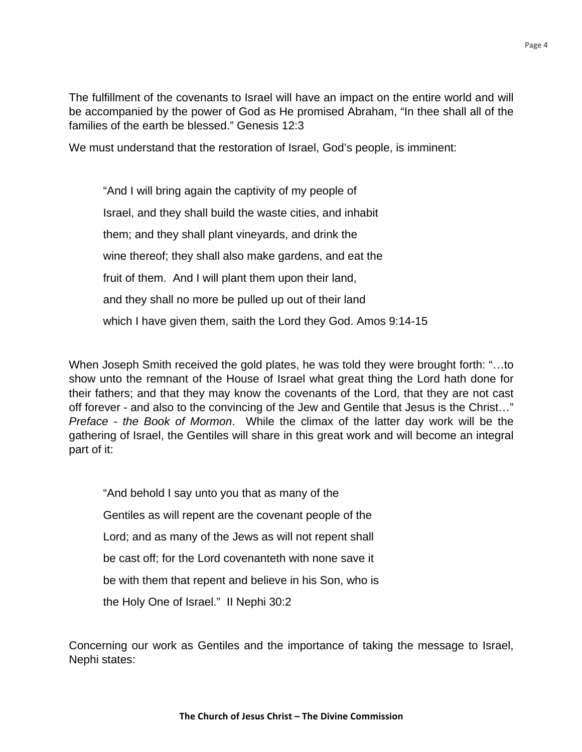The fulfillment of the covenants to Israel will have an impact on the entire world and will be accompanied by the power of God as He promised Abraham, "In thee shall all of the families of the earth be blessed." Genesis 12:3

We must understand that the restoration of Israel, God's people, is imminent:

> "And I will bring again the captivity of my people of
> Israel, and they shall build the waste cities, and inhabit
> them; and they shall plant vineyards, and drink the
> wine thereof; they shall also make gardens, and eat the
> fruit of them. And I will plant them upon their land,
> and they shall no more be pulled up out of their land
> which I have given them, saith the Lord they God. Amos 9:14-15

When Joseph Smith received the gold plates, he was told they were brought forth: "…to show unto the remnant of the House of Israel what great thing the Lord hath done for their fathers; and that they may know the covenants of the Lord, that they are not cast off forever - and also to the convincing of the Jew and Gentile that Jesus is the Christ…" *Preface - the Book of Mormon*. While the climax of the latter day work will be the gathering of Israel, the Gentiles will share in this great work and will become an integral part of it:

> "And behold I say unto you that as many of the
> Gentiles as will repent are the covenant people of the
> Lord; and as many of the Jews as will not repent shall
> be cast off; for the Lord covenanteth with none save it
> be with them that repent and believe in his Son, who is
> the Holy One of Israel." II Nephi 30:2

Concerning our work as Gentiles and the importance of taking the message to Israel, Nephi states: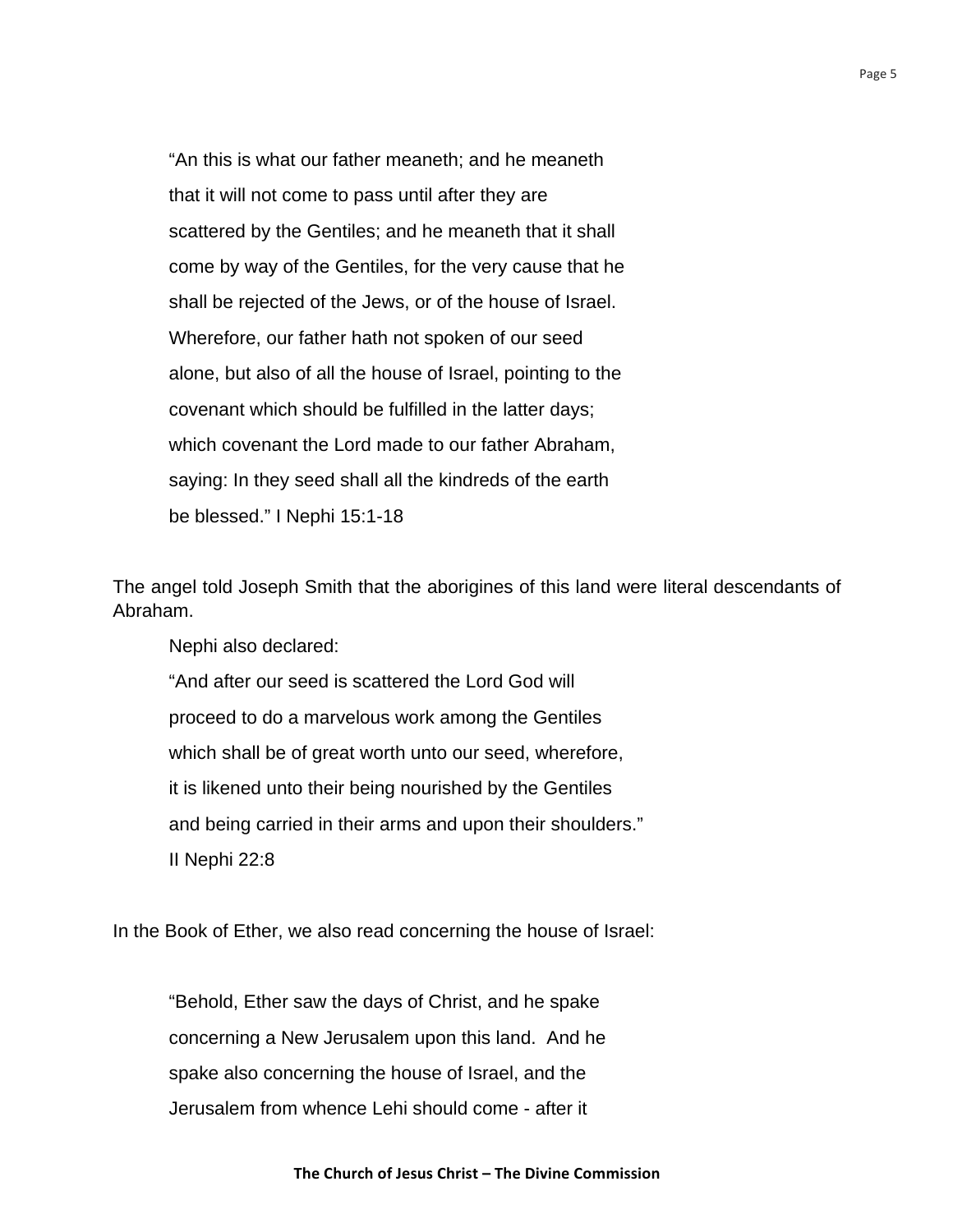> "An this is what our father meaneth; and he meaneth that it will not come to pass until after they are scattered by the Gentiles; and he meaneth that it shall come by way of the Gentiles, for the very cause that he shall be rejected of the Jews, or of the house of Israel. Wherefore, our father hath not spoken of our seed alone, but also of all the house of Israel, pointing to the covenant which should be fulfilled in the latter days; which covenant the Lord made to our father Abraham, saying: In they seed shall all the kindreds of the earth be blessed." I Nephi 15:1-18

The angel told Joseph Smith that the aborigines of this land were literal descendants of Abraham.

Nephi also declared:

> "And after our seed is scattered the Lord God will proceed to do a marvelous work among the Gentiles which shall be of great worth unto our seed, wherefore, it is likened unto their being nourished by the Gentiles and being carried in their arms and upon their shoulders." II Nephi 22:8

In the Book of Ether, we also read concerning the house of Israel:

> "Behold, Ether saw the days of Christ, and he spake concerning a New Jerusalem upon this land. And he spake also concerning the house of Israel, and the Jerusalem from whence Lehi should come - after it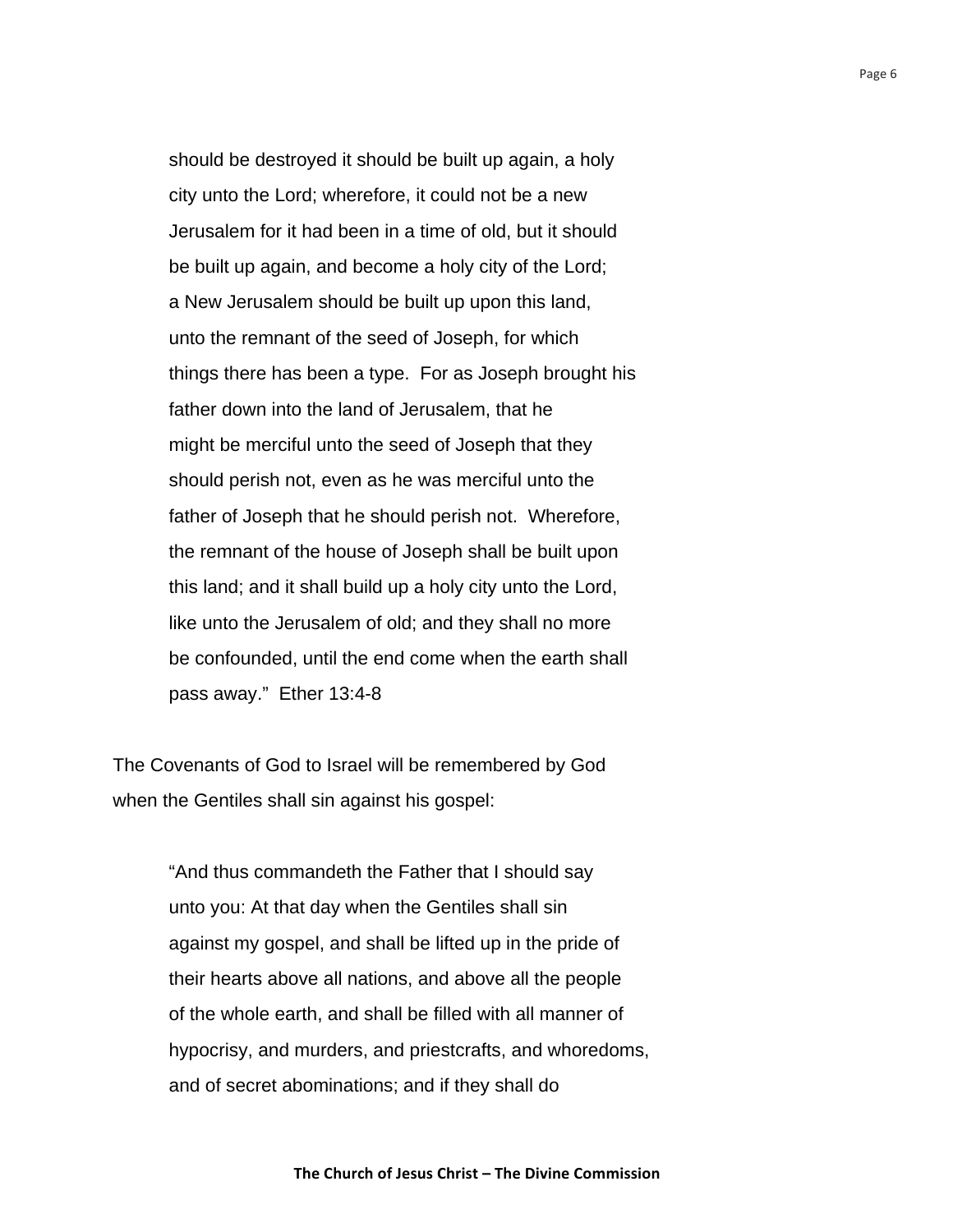> should be destroyed it should be built up again, a holy city unto the Lord; wherefore, it could not be a new Jerusalem for it had been in a time of old, but it should be built up again, and become a holy city of the Lord; a New Jerusalem should be built up upon this land, unto the remnant of the seed of Joseph, for which things there has been a type. For as Joseph brought his father down into the land of Jerusalem, that he might be merciful unto the seed of Joseph that they should perish not, even as he was merciful unto the father of Joseph that he should perish not. Wherefore, the remnant of the house of Joseph shall be built upon this land; and it shall build up a holy city unto the Lord, like unto the Jerusalem of old; and they shall no more be confounded, until the end come when the earth shall pass away." Ether 13:4-8

The Covenants of God to Israel will be remembered by God when the Gentiles shall sin against his gospel:

> "And thus commandeth the Father that I should say unto you: At that day when the Gentiles shall sin against my gospel, and shall be lifted up in the pride of their hearts above all nations, and above all the people of the whole earth, and shall be filled with all manner of hypocrisy, and murders, and priestcrafts, and whoredoms, and of secret abominations; and if they shall do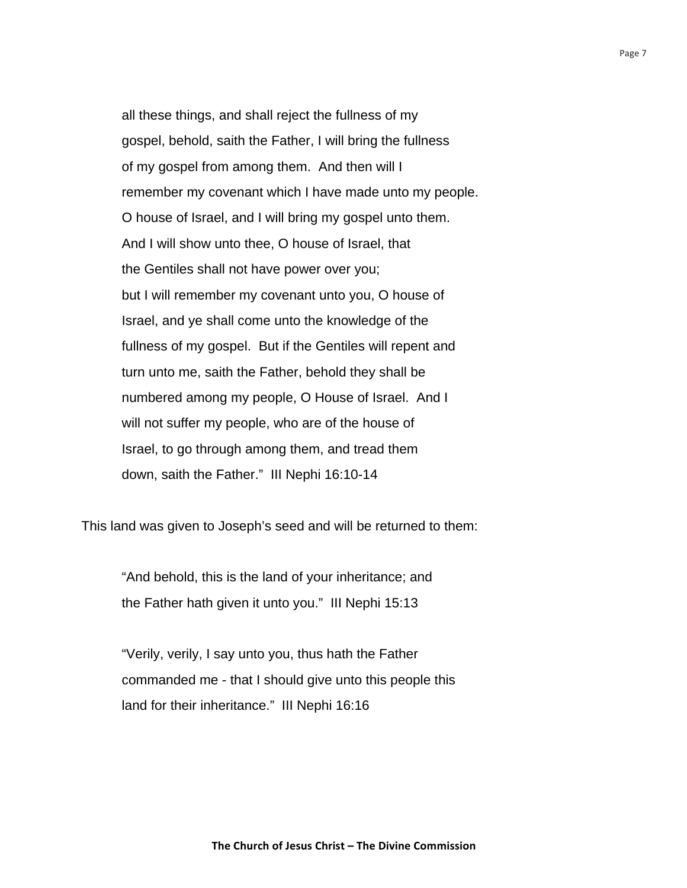> all these things, and shall reject the fullness of my gospel, behold, saith the Father, I will bring the fullness of my gospel from among them. And then will I remember my covenant which I have made unto my people. O house of Israel, and I will bring my gospel unto them. And I will show unto thee, O house of Israel, that the Gentiles shall not have power over you; but I will remember my covenant unto you, O house of Israel, and ye shall come unto the knowledge of the fullness of my gospel. But if the Gentiles will repent and turn unto me, saith the Father, behold they shall be numbered among my people, O House of Israel. And I will not suffer my people, who are of the house of Israel, to go through among them, and tread them down, saith the Father." III Nephi 16:10-14

This land was given to Joseph's seed and will be returned to them:

> "And behold, this is the land of your inheritance; and the Father hath given it unto you." III Nephi 15:13

> "Verily, verily, I say unto you, thus hath the Father commanded me - that I should give unto this people this land for their inheritance." III Nephi 16:16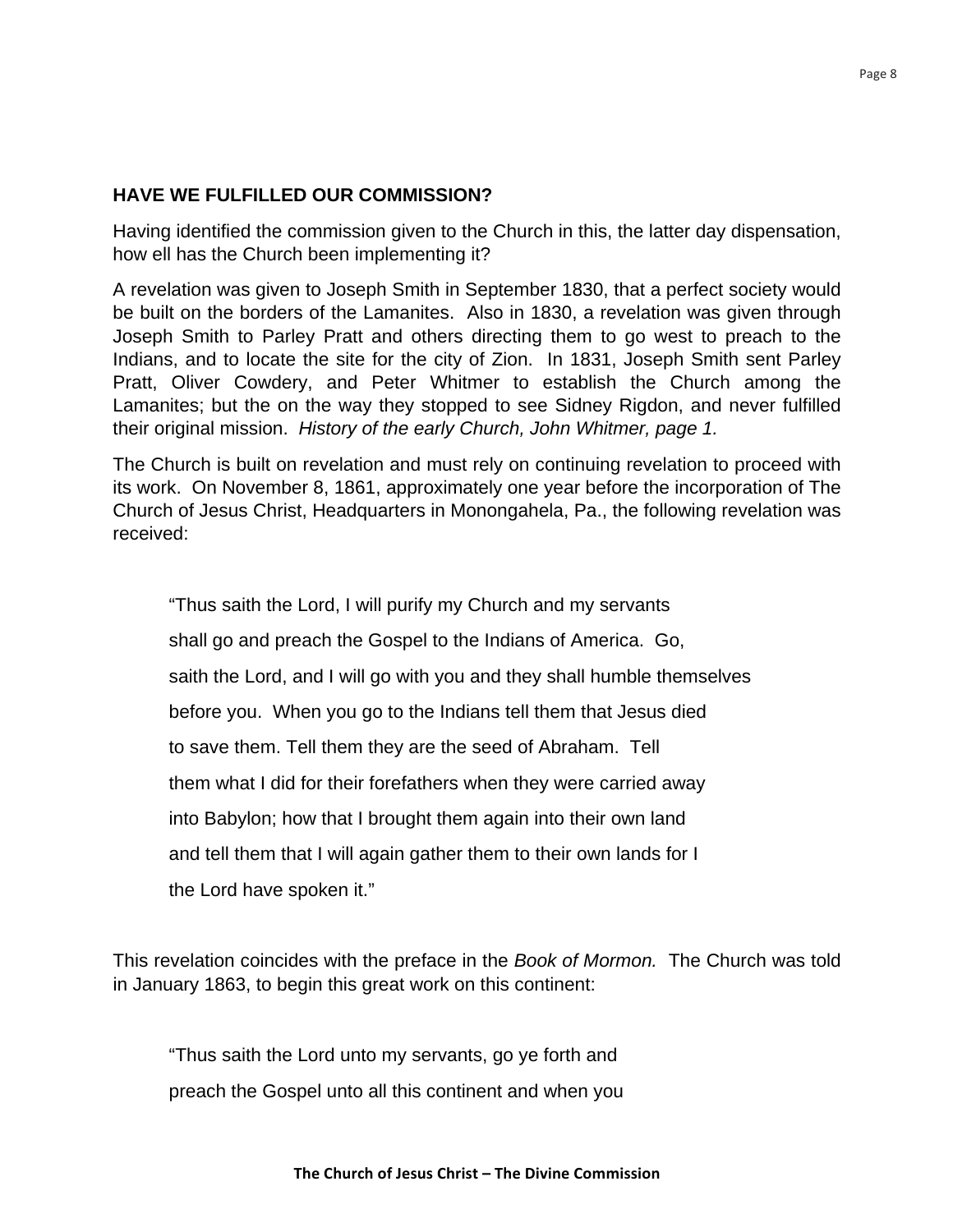**HAVE WE FULFILLED OUR COMMISSION?**

Having identified the commission given to the Church in this, the latter day dispensation, how ell has the Church been implementing it?

A revelation was given to Joseph Smith in September 1830, that a perfect society would be built on the borders of the Lamanites. Also in 1830, a revelation was given through Joseph Smith to Parley Pratt and others directing them to go west to preach to the Indians, and to locate the site for the city of Zion. In 1831, Joseph Smith sent Parley Pratt, Oliver Cowdery, and Peter Whitmer to establish the Church among the Lamanites; but the on the way they stopped to see Sidney Rigdon, and never fulfilled their original mission. *History of the early Church, John Whitmer, page 1.*

The Church is built on revelation and must rely on continuing revelation to proceed with its work. On November 8, 1861, approximately one year before the incorporation of The Church of Jesus Christ, Headquarters in Monongahela, Pa., the following revelation was received:

> "Thus saith the Lord, I will purify my Church and my servants
> shall go and preach the Gospel to the Indians of America. Go,
> saith the Lord, and I will go with you and they shall humble themselves
> before you. When you go to the Indians tell them that Jesus died
> to save them. Tell them they are the seed of Abraham. Tell
> them what I did for their forefathers when they were carried away
> into Babylon; how that I brought them again into their own land
> and tell them that I will again gather them to their own lands for I
> the Lord have spoken it."

This revelation coincides with the preface in the *Book of Mormon.* The Church was told in January 1863, to begin this great work on this continent:

> "Thus saith the Lord unto my servants, go ye forth and
> preach the Gospel unto all this continent and when you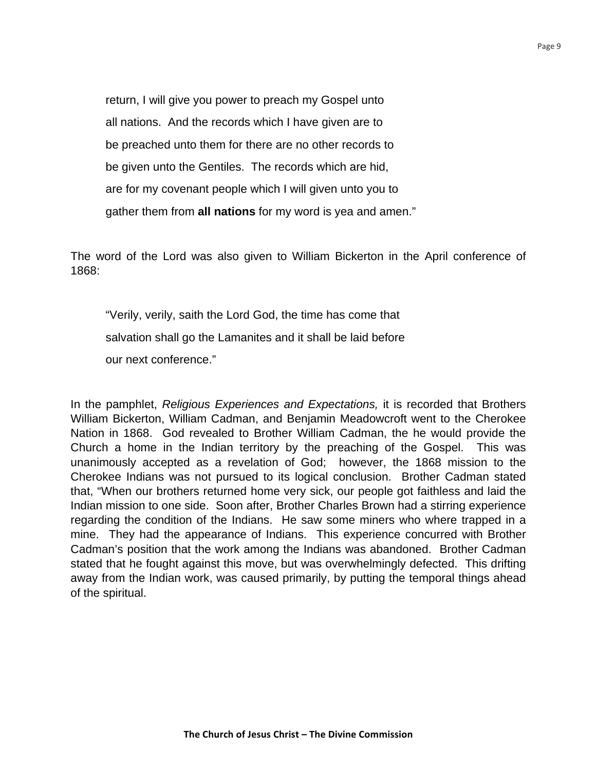> return, I will give you power to preach my Gospel unto all nations. And the records which I have given are to be preached unto them for there are no other records to be given unto the Gentiles. The records which are hid, are for my covenant people which I will given unto you to gather them from **all nations** for my word is yea and amen."

The word of the Lord was also given to William Bickerton in the April conference of 1868:

> "Verily, verily, saith the Lord God, the time has come that salvation shall go the Lamanites and it shall be laid before our next conference."

In the pamphlet, *Religious Experiences and Expectations,* it is recorded that Brothers William Bickerton, William Cadman, and Benjamin Meadowcroft went to the Cherokee Nation in 1868. God revealed to Brother William Cadman, the he would provide the Church a home in the Indian territory by the preaching of the Gospel. This was unanimously accepted as a revelation of God; however, the 1868 mission to the Cherokee Indians was not pursued to its logical conclusion. Brother Cadman stated that, "When our brothers returned home very sick, our people got faithless and laid the Indian mission to one side. Soon after, Brother Charles Brown had a stirring experience regarding the condition of the Indians. He saw some miners who where trapped in a mine. They had the appearance of Indians. This experience concurred with Brother Cadman's position that the work among the Indians was abandoned. Brother Cadman stated that he fought against this move, but was overwhelmingly defected. This drifting away from the Indian work, was caused primarily, by putting the temporal things ahead of the spiritual.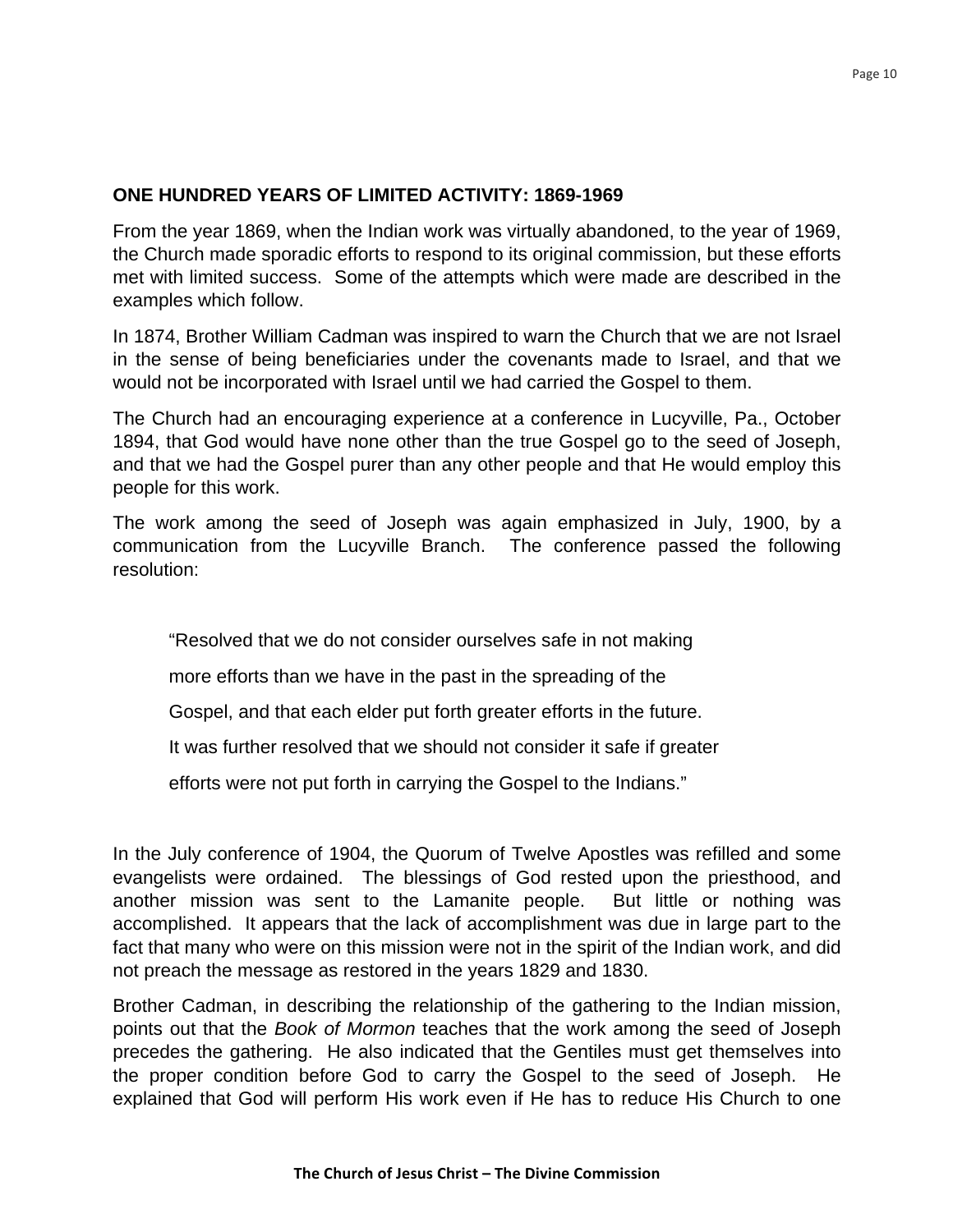**ONE HUNDRED YEARS OF LIMITED ACTIVITY: 1869-1969**

From the year 1869, when the Indian work was virtually abandoned, to the year of 1969, the Church made sporadic efforts to respond to its original commission, but these efforts met with limited success. Some of the attempts which were made are described in the examples which follow.

In 1874, Brother William Cadman was inspired to warn the Church that we are not Israel in the sense of being beneficiaries under the covenants made to Israel, and that we would not be incorporated with Israel until we had carried the Gospel to them.

The Church had an encouraging experience at a conference in Lucyville, Pa., October 1894, that God would have none other than the true Gospel go to the seed of Joseph, and that we had the Gospel purer than any other people and that He would employ this people for this work.

The work among the seed of Joseph was again emphasized in July, 1900, by a communication from the Lucyville Branch. The conference passed the following resolution:

> "Resolved that we do not consider ourselves safe in not making more efforts than we have in the past in the spreading of the Gospel, and that each elder put forth greater efforts in the future. It was further resolved that we should not consider it safe if greater efforts were not put forth in carrying the Gospel to the Indians."

In the July conference of 1904, the Quorum of Twelve Apostles was refilled and some evangelists were ordained. The blessings of God rested upon the priesthood, and another mission was sent to the Lamanite people. But little or nothing was accomplished. It appears that the lack of accomplishment was due in large part to the fact that many who were on this mission were not in the spirit of the Indian work, and did not preach the message as restored in the years 1829 and 1830.

Brother Cadman, in describing the relationship of the gathering to the Indian mission, points out that the *Book of Mormon* teaches that the work among the seed of Joseph precedes the gathering. He also indicated that the Gentiles must get themselves into the proper condition before God to carry the Gospel to the seed of Joseph. He explained that God will perform His work even if He has to reduce His Church to one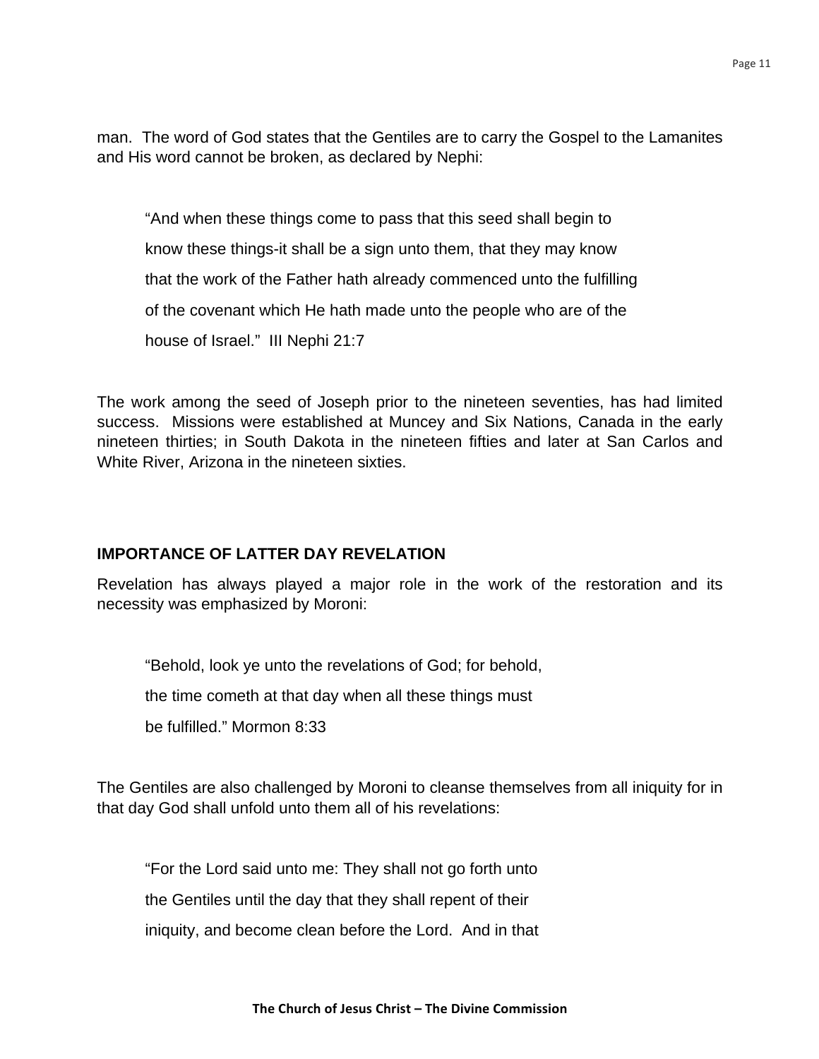man. The word of God states that the Gentiles are to carry the Gospel to the Lamanites and His word cannot be broken, as declared by Nephi:

> "And when these things come to pass that this seed shall begin to
> know these things-it shall be a sign unto them, that they may know
> that the work of the Father hath already commenced unto the fulfilling
> of the covenant which He hath made unto the people who are of the
> house of Israel." III Nephi 21:7

The work among the seed of Joseph prior to the nineteen seventies, has had limited success. Missions were established at Muncey and Six Nations, Canada in the early nineteen thirties; in South Dakota in the nineteen fifties and later at San Carlos and White River, Arizona in the nineteen sixties.

**IMPORTANCE OF LATTER DAY REVELATION**

Revelation has always played a major role in the work of the restoration and its necessity was emphasized by Moroni:

> "Behold, look ye unto the revelations of God; for behold,
> the time cometh at that day when all these things must
> be fulfilled." Mormon 8:33

The Gentiles are also challenged by Moroni to cleanse themselves from all iniquity for in that day God shall unfold unto them all of his revelations:

> "For the Lord said unto me: They shall not go forth unto
> the Gentiles until the day that they shall repent of their
> iniquity, and become clean before the Lord. And in that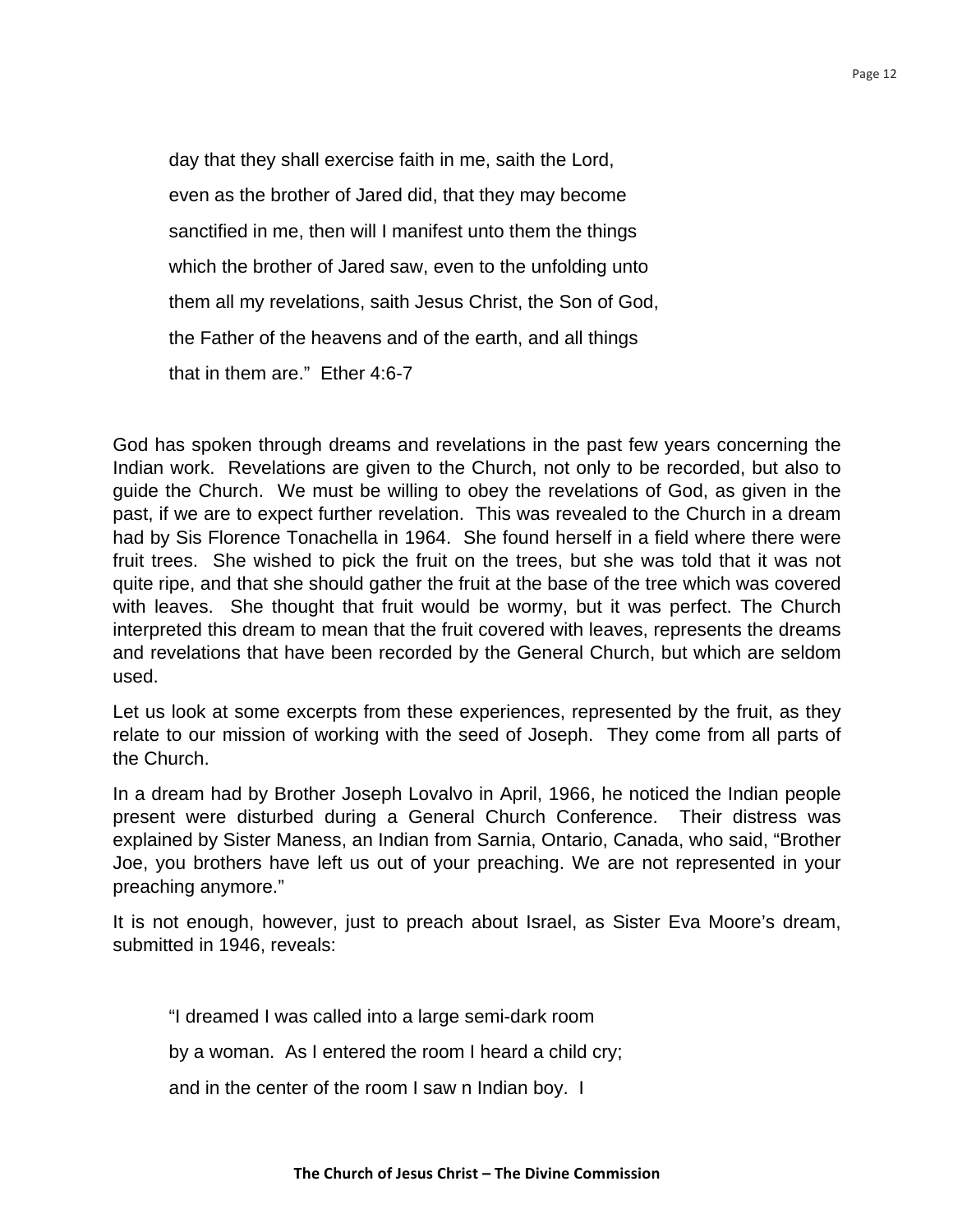> day that they shall exercise faith in me, saith the Lord, even as the brother of Jared did, that they may become sanctified in me, then will I manifest unto them the things which the brother of Jared saw, even to the unfolding unto them all my revelations, saith Jesus Christ, the Son of God, the Father of the heavens and of the earth, and all things that in them are." Ether 4:6-7

God has spoken through dreams and revelations in the past few years concerning the Indian work. Revelations are given to the Church, not only to be recorded, but also to guide the Church. We must be willing to obey the revelations of God, as given in the past, if we are to expect further revelation. This was revealed to the Church in a dream had by Sis Florence Tonachella in 1964. She found herself in a field where there were fruit trees. She wished to pick the fruit on the trees, but she was told that it was not quite ripe, and that she should gather the fruit at the base of the tree which was covered with leaves. She thought that fruit would be wormy, but it was perfect. The Church interpreted this dream to mean that the fruit covered with leaves, represents the dreams and revelations that have been recorded by the General Church, but which are seldom used.

Let us look at some excerpts from these experiences, represented by the fruit, as they relate to our mission of working with the seed of Joseph. They come from all parts of the Church.

In a dream had by Brother Joseph Lovalvo in April, 1966, he noticed the Indian people present were disturbed during a General Church Conference. Their distress was explained by Sister Maness, an Indian from Sarnia, Ontario, Canada, who said, "Brother Joe, you brothers have left us out of your preaching. We are not represented in your preaching anymore."

It is not enough, however, just to preach about Israel, as Sister Eva Moore's dream, submitted in 1946, reveals:

> "I dreamed I was called into a large semi-dark room by a woman. As I entered the room I heard a child cry; and in the center of the room I saw n Indian boy. I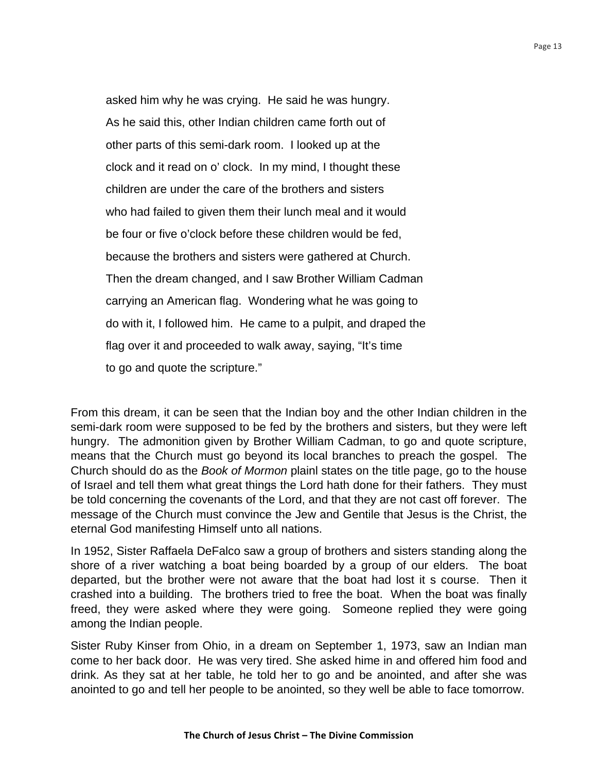> asked him why he was crying. He said he was hungry. As he said this, other Indian children came forth out of other parts of this semi-dark room. I looked up at the clock and it read on o' clock. In my mind, I thought these children are under the care of the brothers and sisters who had failed to given them their lunch meal and it would be four or five o'clock before these children would be fed, because the brothers and sisters were gathered at Church. Then the dream changed, and I saw Brother William Cadman carrying an American flag. Wondering what he was going to do with it, I followed him. He came to a pulpit, and draped the flag over it and proceeded to walk away, saying, "It's time to go and quote the scripture."

From this dream, it can be seen that the Indian boy and the other Indian children in the semi-dark room were supposed to be fed by the brothers and sisters, but they were left hungry. The admonition given by Brother William Cadman, to go and quote scripture, means that the Church must go beyond its local branches to preach the gospel. The Church should do as the *Book of Mormon* plainl states on the title page, go to the house of Israel and tell them what great things the Lord hath done for their fathers. They must be told concerning the covenants of the Lord, and that they are not cast off forever. The message of the Church must convince the Jew and Gentile that Jesus is the Christ, the eternal God manifesting Himself unto all nations.

In 1952, Sister Raffaela DeFalco saw a group of brothers and sisters standing along the shore of a river watching a boat being boarded by a group of our elders. The boat departed, but the brother were not aware that the boat had lost it s course. Then it crashed into a building. The brothers tried to free the boat. When the boat was finally freed, they were asked where they were going. Someone replied they were going among the Indian people.

Sister Ruby Kinser from Ohio, in a dream on September 1, 1973, saw an Indian man come to her back door. He was very tired. She asked hime in and offered him food and drink. As they sat at her table, he told her to go and be anointed, and after she was anointed to go and tell her people to be anointed, so they well be able to face tomorrow.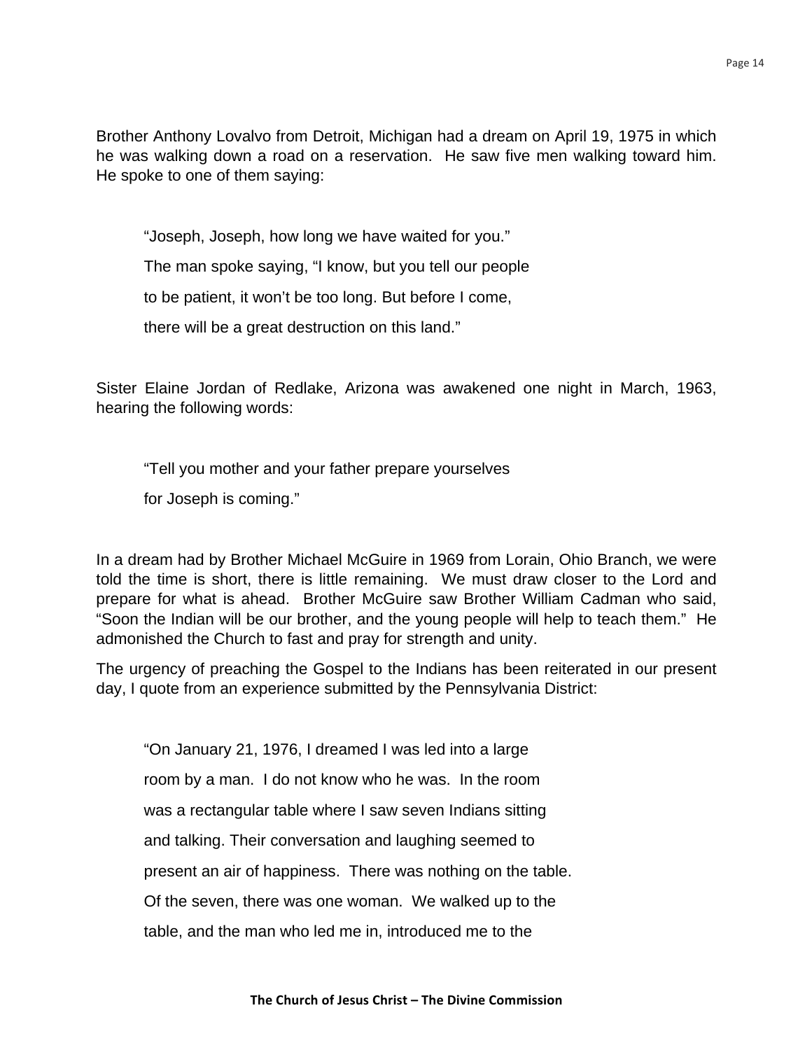Brother Anthony Lovalvo from Detroit, Michigan had a dream on April 19, 1975 in which he was walking down a road on a reservation. He saw five men walking toward him. He spoke to one of them saying:

> "Joseph, Joseph, how long we have waited for you."
>
> The man spoke saying, "I know, but you tell our people
>
> to be patient, it won't be too long. But before I come,
>
> there will be a great destruction on this land."

Sister Elaine Jordan of Redlake, Arizona was awakened one night in March, 1963, hearing the following words:

> "Tell you mother and your father prepare yourselves
>
> for Joseph is coming."

In a dream had by Brother Michael McGuire in 1969 from Lorain, Ohio Branch, we were told the time is short, there is little remaining. We must draw closer to the Lord and prepare for what is ahead. Brother McGuire saw Brother William Cadman who said, "Soon the Indian will be our brother, and the young people will help to teach them." He admonished the Church to fast and pray for strength and unity.

The urgency of preaching the Gospel to the Indians has been reiterated in our present day, I quote from an experience submitted by the Pennsylvania District:

> "On January 21, 1976, I dreamed I was led into a large
>
> room by a man. I do not know who he was. In the room
>
> was a rectangular table where I saw seven Indians sitting
>
> and talking. Their conversation and laughing seemed to
>
> present an air of happiness. There was nothing on the table.
>
> Of the seven, there was one woman. We walked up to the
>
> table, and the man who led me in, introduced me to the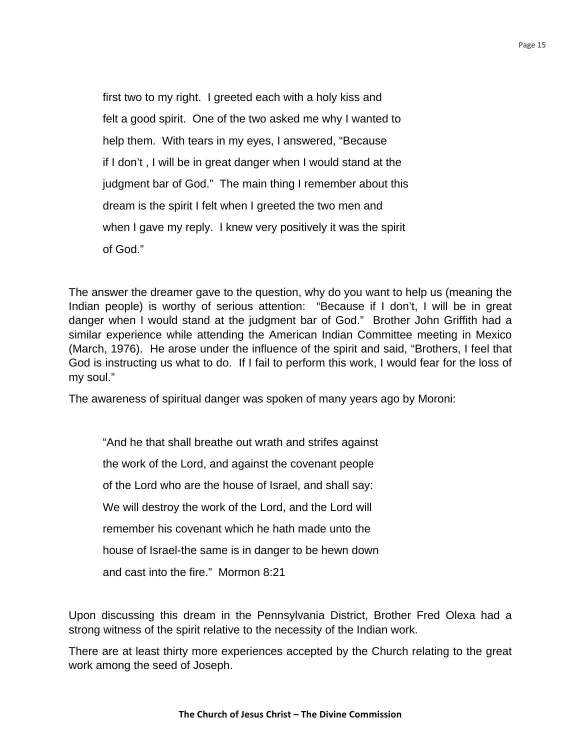> first two to my right. I greeted each with a holy kiss and felt a good spirit. One of the two asked me why I wanted to help them. With tears in my eyes, I answered, "Because if I don't , I will be in great danger when I would stand at the judgment bar of God." The main thing I remember about this dream is the spirit I felt when I greeted the two men and when I gave my reply. I knew very positively it was the spirit of God."

The answer the dreamer gave to the question, why do you want to help us (meaning the Indian people) is worthy of serious attention: "Because if I don't, I will be in great danger when I would stand at the judgment bar of God." Brother John Griffith had a similar experience while attending the American Indian Committee meeting in Mexico (March, 1976). He arose under the influence of the spirit and said, "Brothers, I feel that God is instructing us what to do. If I fail to perform this work, I would fear for the loss of my soul."

The awareness of spiritual danger was spoken of many years ago by Moroni:

> "And he that shall breathe out wrath and strifes against the work of the Lord, and against the covenant people of the Lord who are the house of Israel, and shall say: We will destroy the work of the Lord, and the Lord will remember his covenant which he hath made unto the house of Israel-the same is in danger to be hewn down and cast into the fire." Mormon 8:21

Upon discussing this dream in the Pennsylvania District, Brother Fred Olexa had a strong witness of the spirit relative to the necessity of the Indian work.

There are at least thirty more experiences accepted by the Church relating to the great work among the seed of Joseph.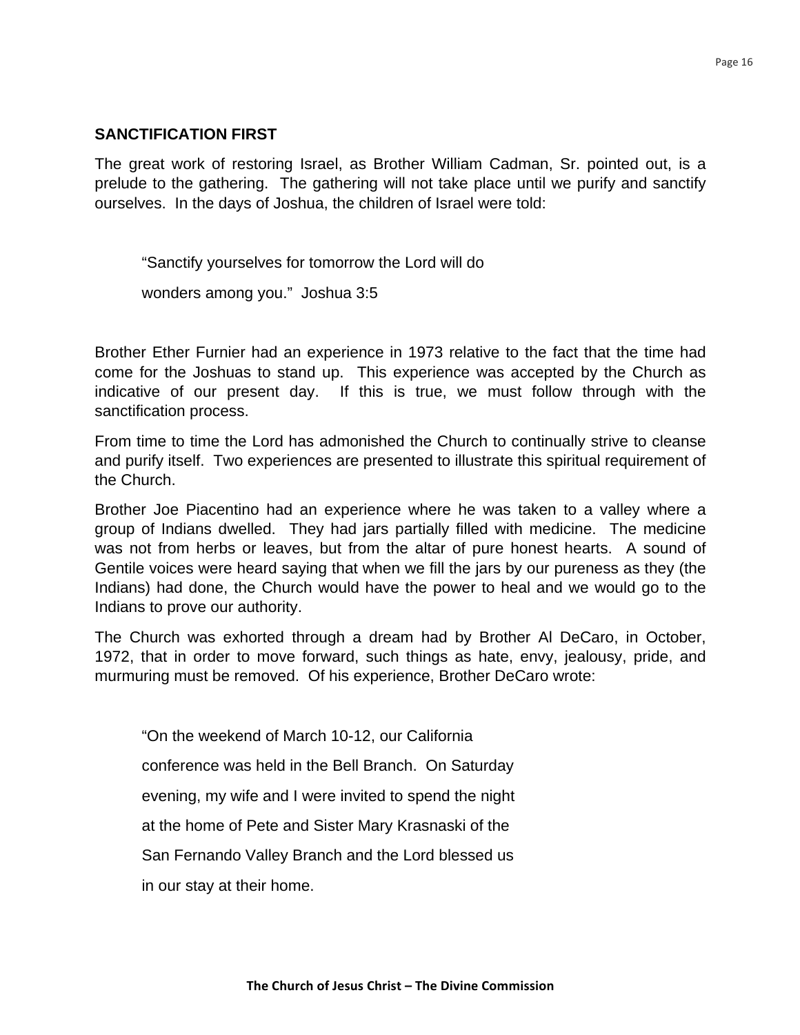## SANCTIFICATION FIRST

The great work of restoring Israel, as Brother William Cadman, Sr. pointed out, is a prelude to the gathering. The gathering will not take place until we purify and sanctify ourselves. In the days of Joshua, the children of Israel were told:

> "Sanctify yourselves for tomorrow the Lord will do wonders among you." Joshua 3:5

Brother Ether Furnier had an experience in 1973 relative to the fact that the time had come for the Joshuas to stand up. This experience was accepted by the Church as indicative of our present day. If this is true, we must follow through with the sanctification process.

From time to time the Lord has admonished the Church to continually strive to cleanse and purify itself. Two experiences are presented to illustrate this spiritual requirement of the Church.

Brother Joe Piacentino had an experience where he was taken to a valley where a group of Indians dwelled. They had jars partially filled with medicine. The medicine was not from herbs or leaves, but from the altar of pure honest hearts. A sound of Gentile voices were heard saying that when we fill the jars by our pureness as they (the Indians) had done, the Church would have the power to heal and we would go to the Indians to prove our authority.

The Church was exhorted through a dream had by Brother Al DeCaro, in October, 1972, that in order to move forward, such things as hate, envy, jealousy, pride, and murmuring must be removed. Of his experience, Brother DeCaro wrote:

> "On the weekend of March 10-12, our California conference was held in the Bell Branch. On Saturday evening, my wife and I were invited to spend the night at the home of Pete and Sister Mary Krasnaski of the San Fernando Valley Branch and the Lord blessed us in our stay at their home.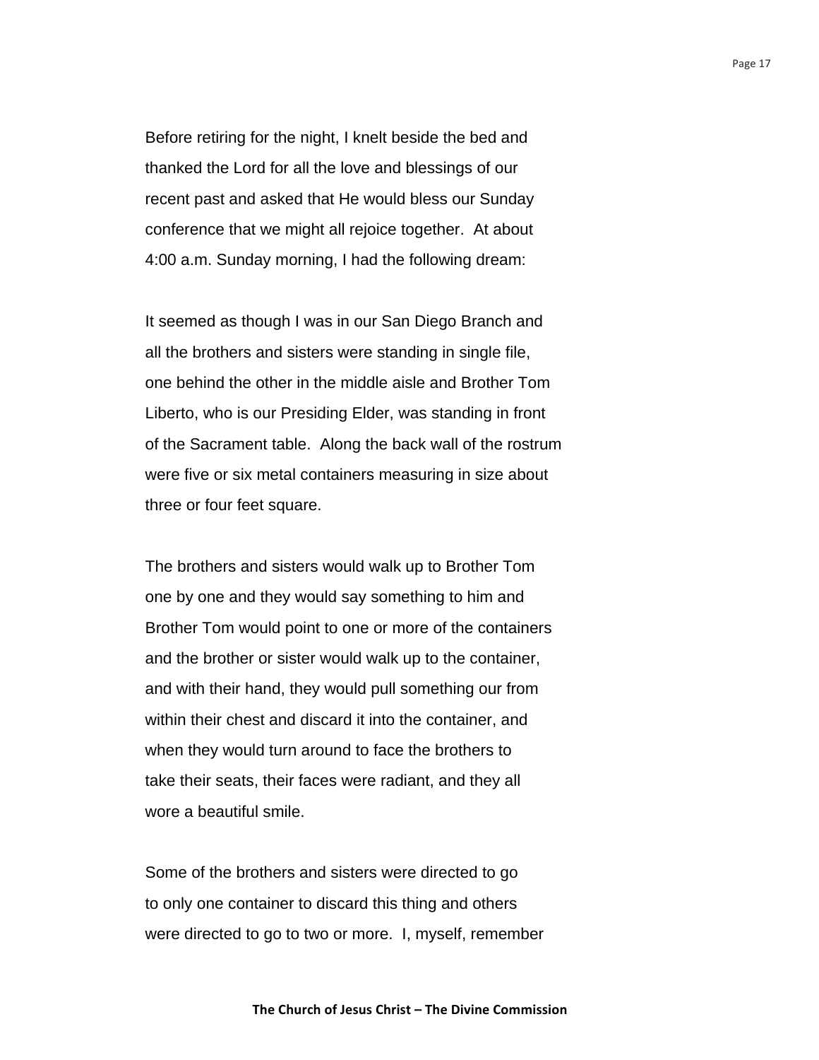Before retiring for the night, I knelt beside the bed and thanked the Lord for all the love and blessings of our recent past and asked that He would bless our Sunday conference that we might all rejoice together. At about 4:00 a.m. Sunday morning, I had the following dream:

It seemed as though I was in our San Diego Branch and all the brothers and sisters were standing in single file, one behind the other in the middle aisle and Brother Tom Liberto, who is our Presiding Elder, was standing in front of the Sacrament table. Along the back wall of the rostrum were five or six metal containers measuring in size about three or four feet square.

The brothers and sisters would walk up to Brother Tom one by one and they would say something to him and Brother Tom would point to one or more of the containers and the brother or sister would walk up to the container, and with their hand, they would pull something our from within their chest and discard it into the container, and when they would turn around to face the brothers to take their seats, their faces were radiant, and they all wore a beautiful smile.

Some of the brothers and sisters were directed to go to only one container to discard this thing and others were directed to go to two or more. I, myself, remember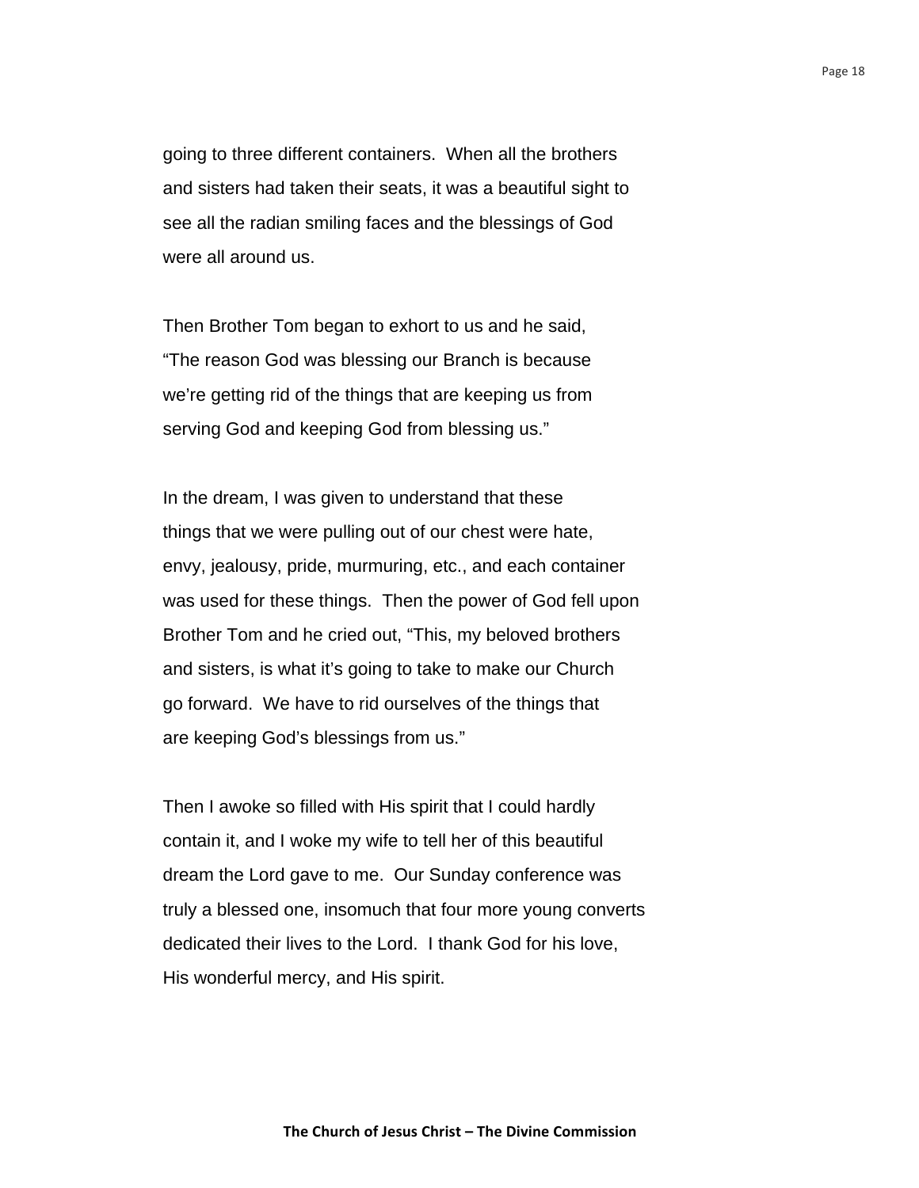going to three different containers.  When all the brothers and sisters had taken their seats, it was a beautiful sight to see all the radian smiling faces and the blessings of God were all around us.

Then Brother Tom began to exhort to us and he said, “The reason God was blessing our Branch is because we’re getting rid of the things that are keeping us from serving God and keeping God from blessing us.”

In the dream, I was given to understand that these things that we were pulling out of our chest were hate, envy, jealousy, pride, murmuring, etc., and each container was used for these things.  Then the power of God fell upon Brother Tom and he cried out, “This, my beloved brothers and sisters, is what it’s going to take to make our Church go forward.  We have to rid ourselves of the things that are keeping God’s blessings from us.”

Then I awoke so filled with His spirit that I could hardly contain it, and I woke my wife to tell her of this beautiful dream the Lord gave to me.  Our Sunday conference was truly a blessed one, insomuch that four more young converts dedicated their lives to the Lord.  I thank God for his love, His wonderful mercy, and His spirit.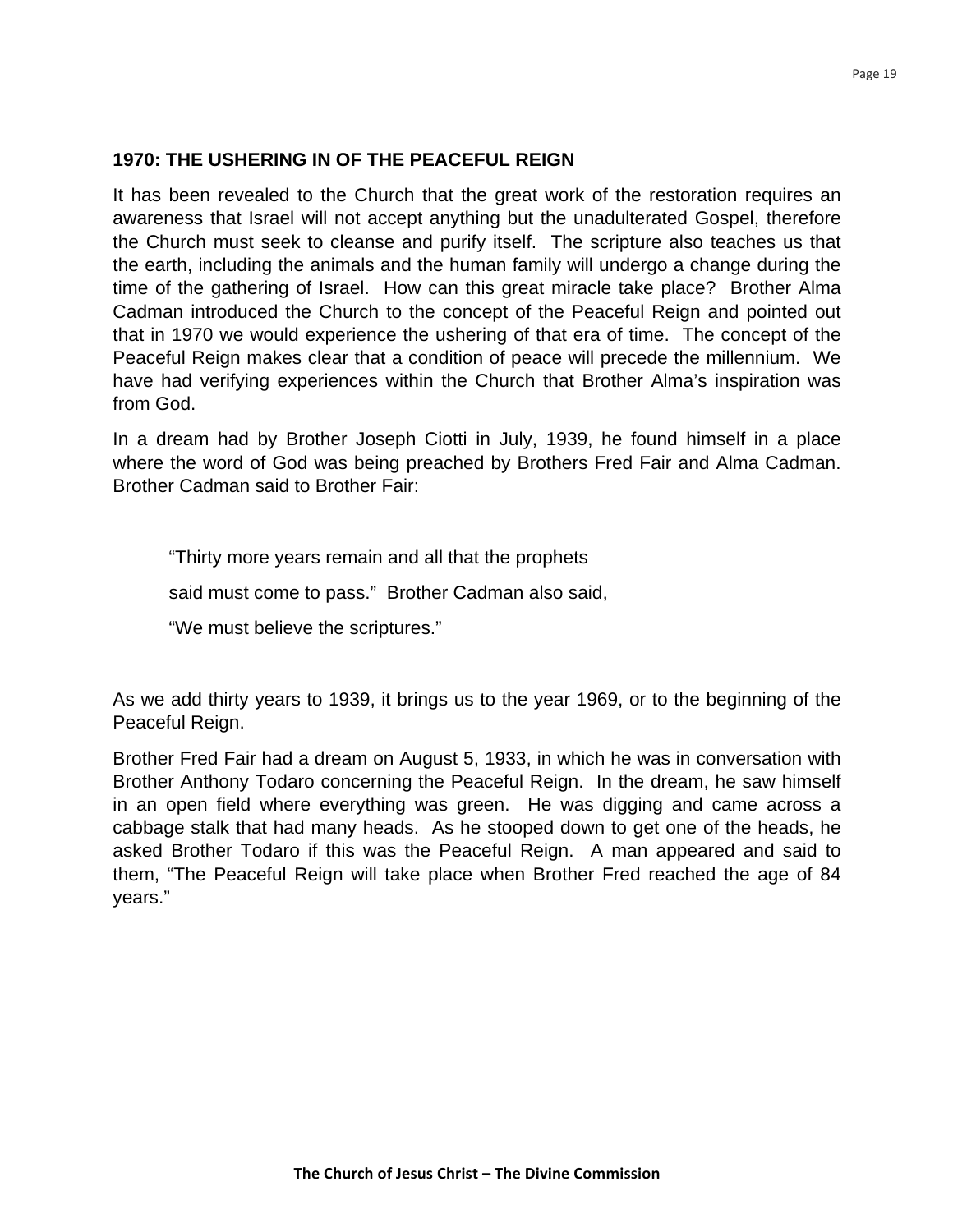### 1970: THE USHERING IN OF THE PEACEFUL REIGN

It has been revealed to the Church that the great work of the restoration requires an awareness that Israel will not accept anything but the unadulterated Gospel, therefore the Church must seek to cleanse and purify itself. The scripture also teaches us that the earth, including the animals and the human family will undergo a change during the time of the gathering of Israel. How can this great miracle take place? Brother Alma Cadman introduced the Church to the concept of the Peaceful Reign and pointed out that in 1970 we would experience the ushering of that era of time. The concept of the Peaceful Reign makes clear that a condition of peace will precede the millennium. We have had verifying experiences within the Church that Brother Alma's inspiration was from God.

In a dream had by Brother Joseph Ciotti in July, 1939, he found himself in a place where the word of God was being preached by Brothers Fred Fair and Alma Cadman. Brother Cadman said to Brother Fair:

> "Thirty more years remain and all that the prophets
>
> said must come to pass." Brother Cadman also said,
>
> "We must believe the scriptures."

As we add thirty years to 1939, it brings us to the year 1969, or to the beginning of the Peaceful Reign.

Brother Fred Fair had a dream on August 5, 1933, in which he was in conversation with Brother Anthony Todaro concerning the Peaceful Reign. In the dream, he saw himself in an open field where everything was green. He was digging and came across a cabbage stalk that had many heads. As he stooped down to get one of the heads, he asked Brother Todaro if this was the Peaceful Reign. A man appeared and said to them, "The Peaceful Reign will take place when Brother Fred reached the age of 84 years."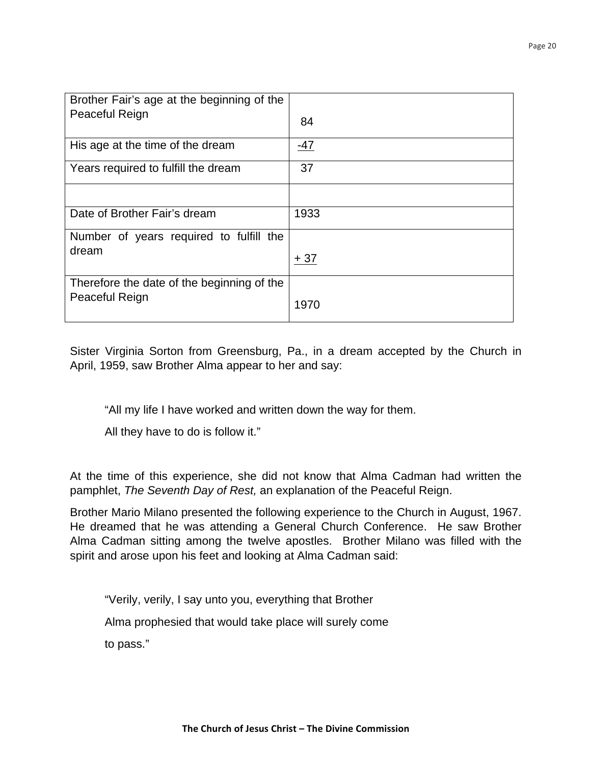| | |
|---|---|
| Brother Fair's age at the beginning of the Peaceful Reign | 84 |
| His age at the time of the dream | -47 |
| Years required to fulfill the dream | 37 |
| | |
| Date of Brother Fair's dream | 1933 |
| Number of years required to fulfill the dream | + 37 |
| Therefore the date of the beginning of the Peaceful Reign | 1970 |

Sister Virginia Sorton from Greensburg, Pa., in a dream accepted by the Church in April, 1959, saw Brother Alma appear to her and say:

> "All my life I have worked and written down the way for them.
>
> All they have to do is follow it."

At the time of this experience, she did not know that Alma Cadman had written the pamphlet, *The Seventh Day of Rest,* an explanation of the Peaceful Reign.

Brother Mario Milano presented the following experience to the Church in August, 1967. He dreamed that he was attending a General Church Conference. He saw Brother Alma Cadman sitting among the twelve apostles. Brother Milano was filled with the spirit and arose upon his feet and looking at Alma Cadman said:

> "Verily, verily, I say unto you, everything that Brother
>
> Alma prophesied that would take place will surely come
>
> to pass."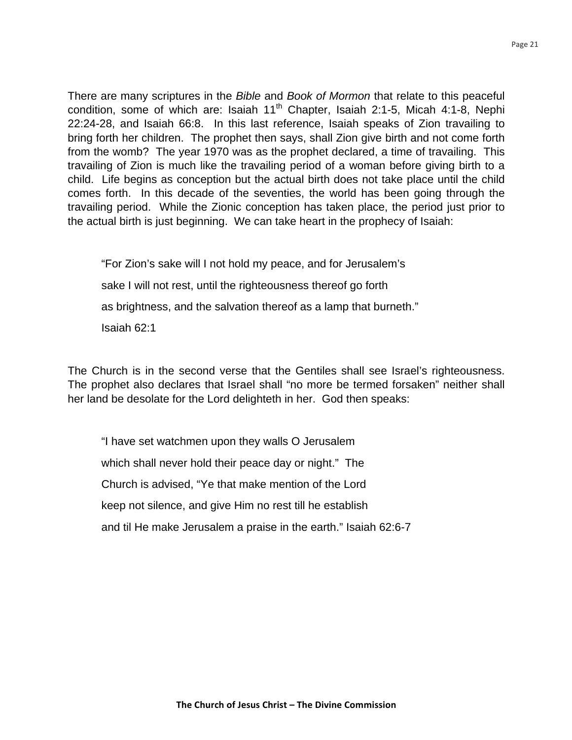There are many scriptures in the *Bible* and *Book of Mormon* that relate to this peaceful condition, some of which are: Isaiah 11th Chapter, Isaiah 2:1-5, Micah 4:1-8, Nephi 22:24-28, and Isaiah 66:8. In this last reference, Isaiah speaks of Zion travailing to bring forth her children. The prophet then says, shall Zion give birth and not come forth from the womb? The year 1970 was as the prophet declared, a time of travailing. This travailing of Zion is much like the travailing period of a woman before giving birth to a child. Life begins as conception but the actual birth does not take place until the child comes forth. In this decade of the seventies, the world has been going through the travailing period. While the Zionic conception has taken place, the period just prior to the actual birth is just beginning. We can take heart in the prophecy of Isaiah:

> "For Zion's sake will I not hold my peace, and for Jerusalem's
> sake I will not rest, until the righteousness thereof go forth
> as brightness, and the salvation thereof as a lamp that burneth."
> Isaiah 62:1

The Church is in the second verse that the Gentiles shall see Israel's righteousness. The prophet also declares that Israel shall "no more be termed forsaken" neither shall her land be desolate for the Lord delighteth in her. God then speaks:

> "I have set watchmen upon they walls O Jerusalem
> which shall never hold their peace day or night." The
> Church is advised, "Ye that make mention of the Lord
> keep not silence, and give Him no rest till he establish
> and til He make Jerusalem a praise in the earth." Isaiah 62:6-7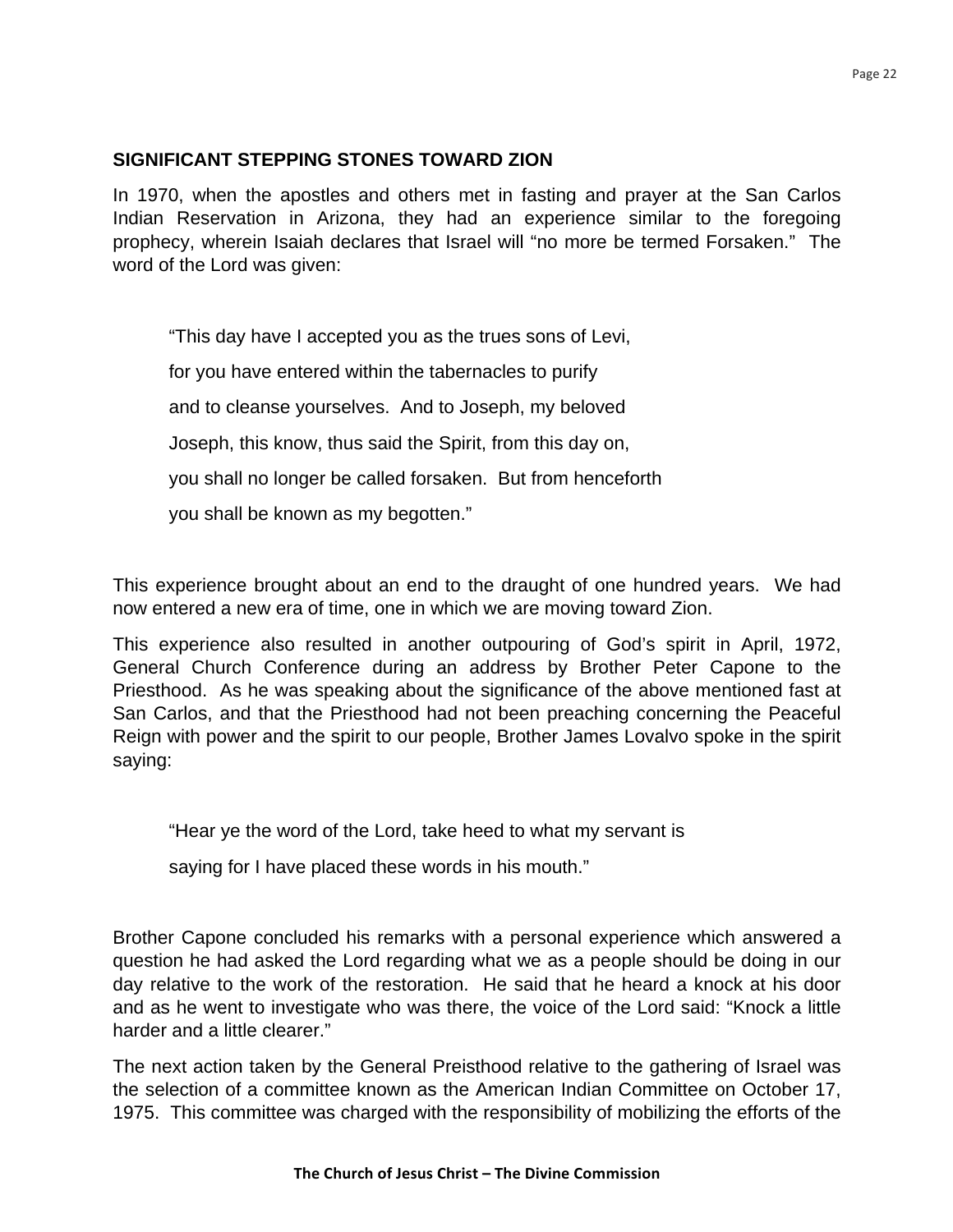## SIGNIFICANT STEPPING STONES TOWARD ZION

In 1970, when the apostles and others met in fasting and prayer at the San Carlos Indian Reservation in Arizona, they had an experience similar to the foregoing prophecy, wherein Isaiah declares that Israel will "no more be termed Forsaken." The word of the Lord was given:

> "This day have I accepted you as the trues sons of Levi,
>
> for you have entered within the tabernacles to purify
>
> and to cleanse yourselves. And to Joseph, my beloved
>
> Joseph, this know, thus said the Spirit, from this day on,
>
> you shall no longer be called forsaken. But from henceforth
>
> you shall be known as my begotten."

This experience brought about an end to the draught of one hundred years. We had now entered a new era of time, one in which we are moving toward Zion.

This experience also resulted in another outpouring of God's spirit in April, 1972, General Church Conference during an address by Brother Peter Capone to the Priesthood. As he was speaking about the significance of the above mentioned fast at San Carlos, and that the Priesthood had not been preaching concerning the Peaceful Reign with power and the spirit to our people, Brother James Lovalvo spoke in the spirit saying:

> "Hear ye the word of the Lord, take heed to what my servant is
>
> saying for I have placed these words in his mouth."

Brother Capone concluded his remarks with a personal experience which answered a question he had asked the Lord regarding what we as a people should be doing in our day relative to the work of the restoration. He said that he heard a knock at his door and as he went to investigate who was there, the voice of the Lord said: "Knock a little harder and a little clearer."

The next action taken by the General Preisthood relative to the gathering of Israel was the selection of a committee known as the American Indian Committee on October 17, 1975. This committee was charged with the responsibility of mobilizing the efforts of the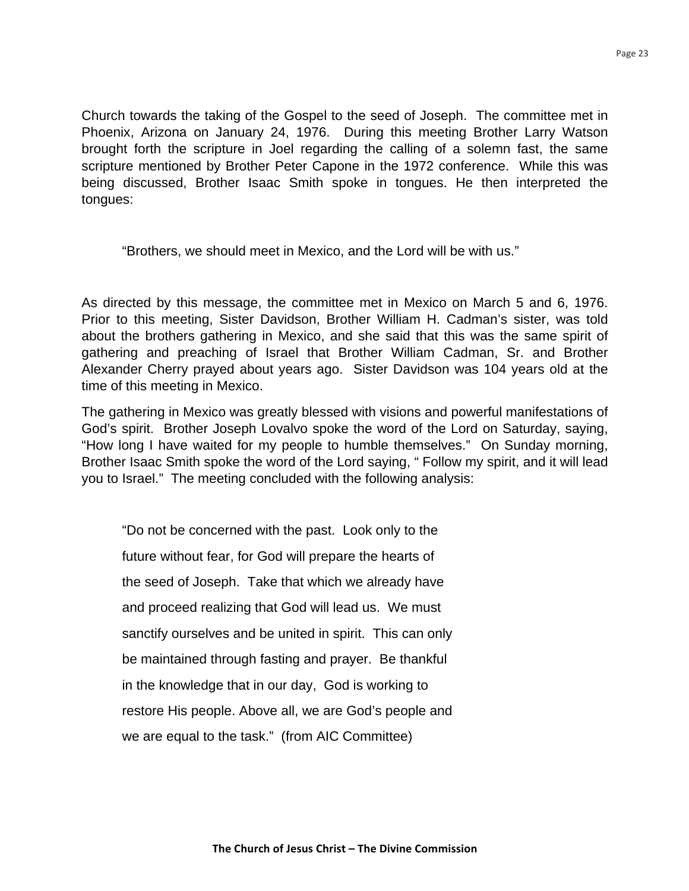Church towards the taking of the Gospel to the seed of Joseph. The committee met in Phoenix, Arizona on January 24, 1976. During this meeting Brother Larry Watson brought forth the scripture in Joel regarding the calling of a solemn fast, the same scripture mentioned by Brother Peter Capone in the 1972 conference. While this was being discussed, Brother Isaac Smith spoke in tongues. He then interpreted the tongues:

> "Brothers, we should meet in Mexico, and the Lord will be with us."

As directed by this message, the committee met in Mexico on March 5 and 6, 1976. Prior to this meeting, Sister Davidson, Brother William H. Cadman's sister, was told about the brothers gathering in Mexico, and she said that this was the same spirit of gathering and preaching of Israel that Brother William Cadman, Sr. and Brother Alexander Cherry prayed about years ago. Sister Davidson was 104 years old at the time of this meeting in Mexico.

The gathering in Mexico was greatly blessed with visions and powerful manifestations of God's spirit. Brother Joseph Lovalvo spoke the word of the Lord on Saturday, saying, "How long I have waited for my people to humble themselves." On Sunday morning, Brother Isaac Smith spoke the word of the Lord saying, " Follow my spirit, and it will lead you to Israel." The meeting concluded with the following analysis:

> "Do not be concerned with the past. Look only to the future without fear, for God will prepare the hearts of the seed of Joseph. Take that which we already have and proceed realizing that God will lead us. We must sanctify ourselves and be united in spirit. This can only be maintained through fasting and prayer. Be thankful in the knowledge that in our day, God is working to restore His people. Above all, we are God's people and we are equal to the task." (from AIC Committee)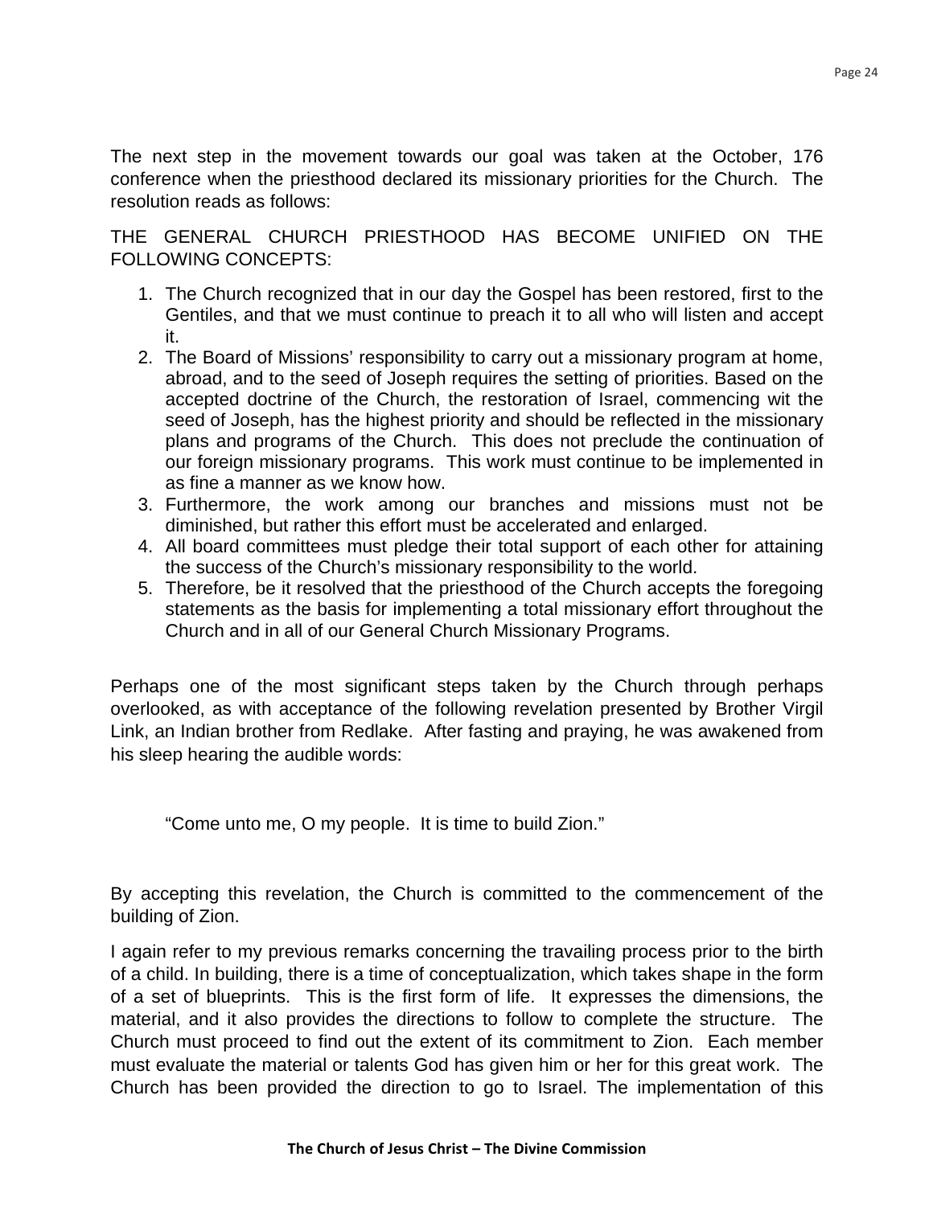The next step in the movement towards our goal was taken at the October, 176 conference when the priesthood declared its missionary priorities for the Church. The resolution reads as follows:

THE GENERAL CHURCH PRIESTHOOD HAS BECOME UNIFIED ON THE FOLLOWING CONCEPTS:

1. The Church recognized that in our day the Gospel has been restored, first to the Gentiles, and that we must continue to preach it to all who will listen and accept it.
2. The Board of Missions' responsibility to carry out a missionary program at home, abroad, and to the seed of Joseph requires the setting of priorities. Based on the accepted doctrine of the Church, the restoration of Israel, commencing wit the seed of Joseph, has the highest priority and should be reflected in the missionary plans and programs of the Church. This does not preclude the continuation of our foreign missionary programs. This work must continue to be implemented in as fine a manner as we know how.
3. Furthermore, the work among our branches and missions must not be diminished, but rather this effort must be accelerated and enlarged.
4. All board committees must pledge their total support of each other for attaining the success of the Church's missionary responsibility to the world.
5. Therefore, be it resolved that the priesthood of the Church accepts the foregoing statements as the basis for implementing a total missionary effort throughout the Church and in all of our General Church Missionary Programs.

Perhaps one of the most significant steps taken by the Church through perhaps overlooked, as with acceptance of the following revelation presented by Brother Virgil Link, an Indian brother from Redlake. After fasting and praying, he was awakened from his sleep hearing the audible words:

> "Come unto me, O my people. It is time to build Zion."

By accepting this revelation, the Church is committed to the commencement of the building of Zion.

I again refer to my previous remarks concerning the travailing process prior to the birth of a child. In building, there is a time of conceptualization, which takes shape in the form of a set of blueprints. This is the first form of life. It expresses the dimensions, the material, and it also provides the directions to follow to complete the structure. The Church must proceed to find out the extent of its commitment to Zion. Each member must evaluate the material or talents God has given him or her for this great work. The Church has been provided the direction to go to Israel. The implementation of this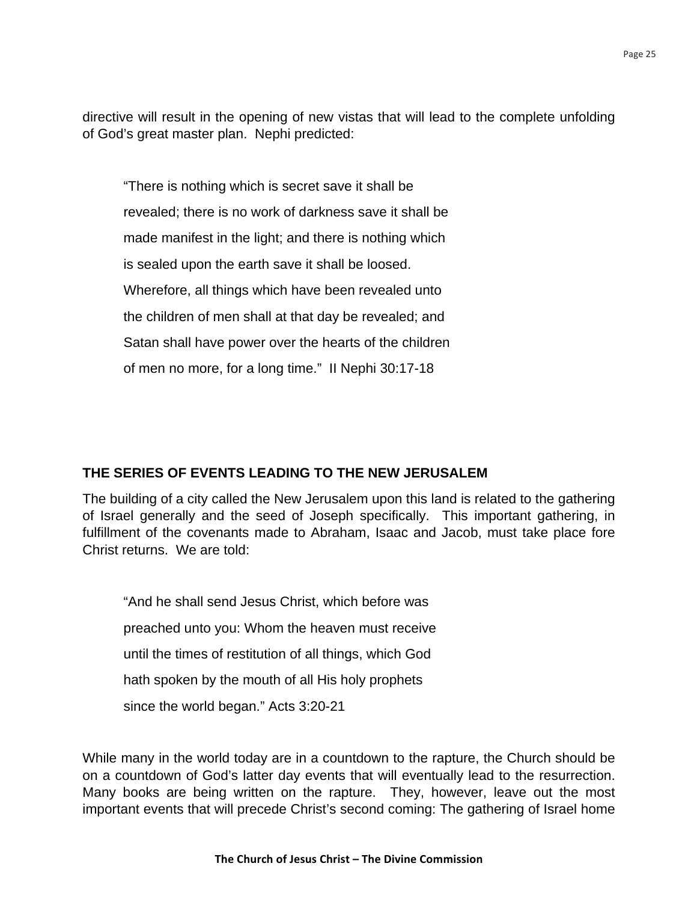directive will result in the opening of new vistas that will lead to the complete unfolding of God's great master plan. Nephi predicted:

> "There is nothing which is secret save it shall be revealed; there is no work of darkness save it shall be made manifest in the light; and there is nothing which is sealed upon the earth save it shall be loosed. Wherefore, all things which have been revealed unto the children of men shall at that day be revealed; and Satan shall have power over the hearts of the children of men no more, for a long time." II Nephi 30:17-18

## THE SERIES OF EVENTS LEADING TO THE NEW JERUSALEM

The building of a city called the New Jerusalem upon this land is related to the gathering of Israel generally and the seed of Joseph specifically. This important gathering, in fulfillment of the covenants made to Abraham, Isaac and Jacob, must take place fore Christ returns. We are told:

> "And he shall send Jesus Christ, which before was preached unto you: Whom the heaven must receive until the times of restitution of all things, which God hath spoken by the mouth of all His holy prophets since the world began." Acts 3:20-21

While many in the world today are in a countdown to the rapture, the Church should be on a countdown of God's latter day events that will eventually lead to the resurrection. Many books are being written on the rapture. They, however, leave out the most important events that will precede Christ's second coming: The gathering of Israel home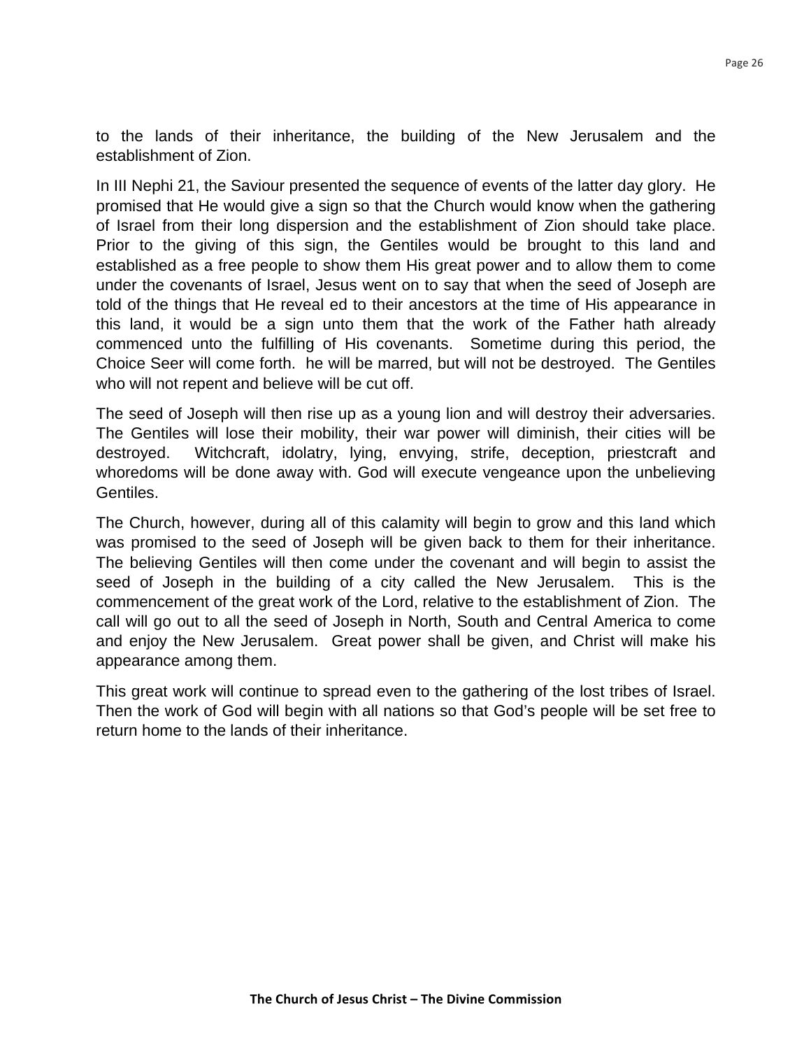to the lands of their inheritance, the building of the New Jerusalem and the establishment of Zion.

In III Nephi 21, the Saviour presented the sequence of events of the latter day glory. He promised that He would give a sign so that the Church would know when the gathering of Israel from their long dispersion and the establishment of Zion should take place. Prior to the giving of this sign, the Gentiles would be brought to this land and established as a free people to show them His great power and to allow them to come under the covenants of Israel, Jesus went on to say that when the seed of Joseph are told of the things that He reveal ed to their ancestors at the time of His appearance in this land, it would be a sign unto them that the work of the Father hath already commenced unto the fulfilling of His covenants. Sometime during this period, the Choice Seer will come forth. he will be marred, but will not be destroyed. The Gentiles who will not repent and believe will be cut off.

The seed of Joseph will then rise up as a young lion and will destroy their adversaries. The Gentiles will lose their mobility, their war power will diminish, their cities will be destroyed. Witchcraft, idolatry, lying, envying, strife, deception, priestcraft and whoredoms will be done away with. God will execute vengeance upon the unbelieving Gentiles.

The Church, however, during all of this calamity will begin to grow and this land which was promised to the seed of Joseph will be given back to them for their inheritance. The believing Gentiles will then come under the covenant and will begin to assist the seed of Joseph in the building of a city called the New Jerusalem. This is the commencement of the great work of the Lord, relative to the establishment of Zion. The call will go out to all the seed of Joseph in North, South and Central America to come and enjoy the New Jerusalem. Great power shall be given, and Christ will make his appearance among them.

This great work will continue to spread even to the gathering of the lost tribes of Israel. Then the work of God will begin with all nations so that God's people will be set free to return home to the lands of their inheritance.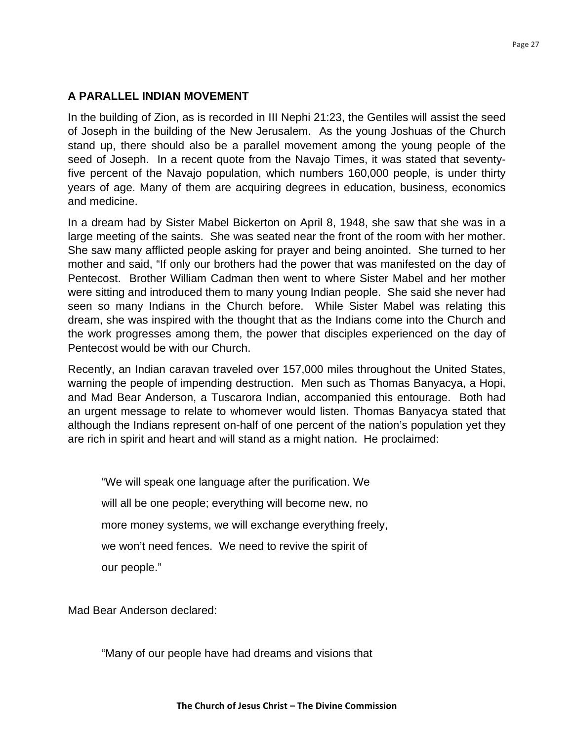## A PARALLEL INDIAN MOVEMENT

In the building of Zion, as is recorded in III Nephi 21:23, the Gentiles will assist the seed of Joseph in the building of the New Jerusalem. As the young Joshuas of the Church stand up, there should also be a parallel movement among the young people of the seed of Joseph. In a recent quote from the Navajo Times, it was stated that seventy-five percent of the Navajo population, which numbers 160,000 people, is under thirty years of age. Many of them are acquiring degrees in education, business, economics and medicine.

In a dream had by Sister Mabel Bickerton on April 8, 1948, she saw that she was in a large meeting of the saints. She was seated near the front of the room with her mother. She saw many afflicted people asking for prayer and being anointed. She turned to her mother and said, "If only our brothers had the power that was manifested on the day of Pentecost. Brother William Cadman then went to where Sister Mabel and her mother were sitting and introduced them to many young Indian people. She said she never had seen so many Indians in the Church before. While Sister Mabel was relating this dream, she was inspired with the thought that as the Indians come into the Church and the work progresses among them, the power that disciples experienced on the day of Pentecost would be with our Church.

Recently, an Indian caravan traveled over 157,000 miles throughout the United States, warning the people of impending destruction. Men such as Thomas Banyacya, a Hopi, and Mad Bear Anderson, a Tuscarora Indian, accompanied this entourage. Both had an urgent message to relate to whomever would listen. Thomas Banyacya stated that although the Indians represent on-half of one percent of the nation's population yet they are rich in spirit and heart and will stand as a might nation. He proclaimed:

> "We will speak one language after the purification. We will all be one people; everything will become new, no more money systems, we will exchange everything freely, we won't need fences. We need to revive the spirit of our people."

Mad Bear Anderson declared:

> "Many of our people have had dreams and visions that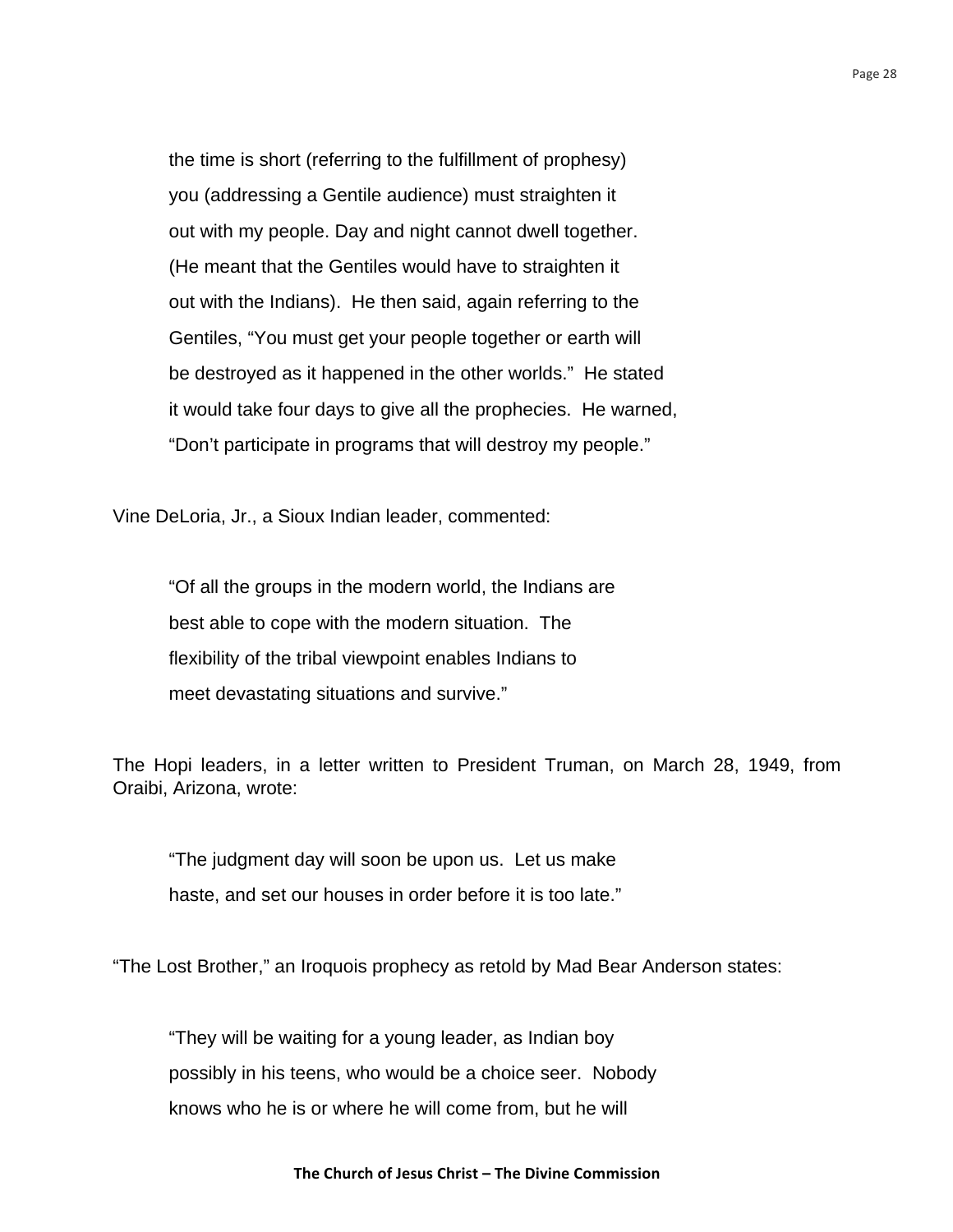> the time is short (referring to the fulfillment of prophesy) you (addressing a Gentile audience) must straighten it out with my people. Day and night cannot dwell together. (He meant that the Gentiles would have to straighten it out with the Indians). He then said, again referring to the Gentiles, "You must get your people together or earth will be destroyed as it happened in the other worlds." He stated it would take four days to give all the prophecies. He warned, "Don't participate in programs that will destroy my people."

Vine DeLoria, Jr., a Sioux Indian leader, commented:

> "Of all the groups in the modern world, the Indians are best able to cope with the modern situation. The flexibility of the tribal viewpoint enables Indians to meet devastating situations and survive."

The Hopi leaders, in a letter written to President Truman, on March 28, 1949, from Oraibi, Arizona, wrote:

> "The judgment day will soon be upon us. Let us make haste, and set our houses in order before it is too late."

"The Lost Brother," an Iroquois prophecy as retold by Mad Bear Anderson states:

> "They will be waiting for a young leader, as Indian boy possibly in his teens, who would be a choice seer. Nobody knows who he is or where he will come from, but he will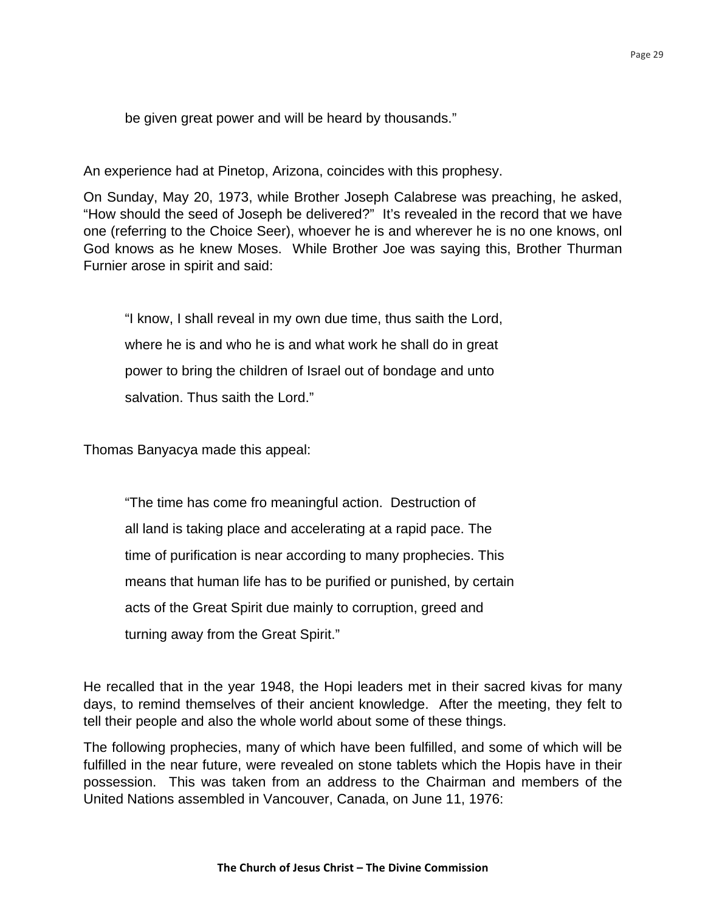be given great power and will be heard by thousands."

An experience had at Pinetop, Arizona, coincides with this prophesy.

On Sunday, May 20, 1973, while Brother Joseph Calabrese was preaching, he asked, "How should the seed of Joseph be delivered?" It's revealed in the record that we have one (referring to the Choice Seer), whoever he is and wherever he is no one knows, onl God knows as he knew Moses. While Brother Joe was saying this, Brother Thurman Furnier arose in spirit and said:

> "I know, I shall reveal in my own due time, thus saith the Lord, where he is and who he is and what work he shall do in great power to bring the children of Israel out of bondage and unto salvation. Thus saith the Lord."

Thomas Banyacya made this appeal:

> "The time has come fro meaningful action. Destruction of all land is taking place and accelerating at a rapid pace. The time of purification is near according to many prophecies. This means that human life has to be purified or punished, by certain acts of the Great Spirit due mainly to corruption, greed and turning away from the Great Spirit."

He recalled that in the year 1948, the Hopi leaders met in their sacred kivas for many days, to remind themselves of their ancient knowledge. After the meeting, they felt to tell their people and also the whole world about some of these things.

The following prophecies, many of which have been fulfilled, and some of which will be fulfilled in the near future, were revealed on stone tablets which the Hopis have in their possession. This was taken from an address to the Chairman and members of the United Nations assembled in Vancouver, Canada, on June 11, 1976: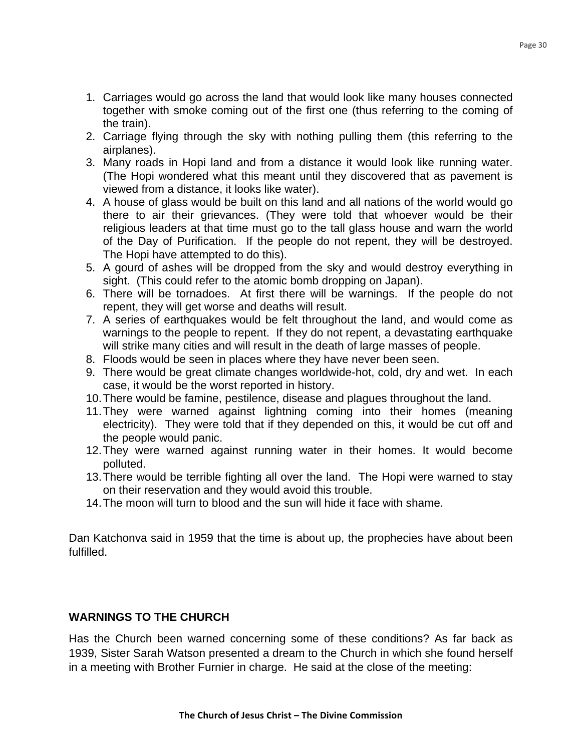1. Carriages would go across the land that would look like many houses connected together with smoke coming out of the first one (thus referring to the coming of the train).
2. Carriage flying through the sky with nothing pulling them (this referring to the airplanes).
3. Many roads in Hopi land and from a distance it would look like running water. (The Hopi wondered what this meant until they discovered that as pavement is viewed from a distance, it looks like water).
4. A house of glass would be built on this land and all nations of the world would go there to air their grievances. (They were told that whoever would be their religious leaders at that time must go to the tall glass house and warn the world of the Day of Purification. If the people do not repent, they will be destroyed. The Hopi have attempted to do this).
5. A gourd of ashes will be dropped from the sky and would destroy everything in sight. (This could refer to the atomic bomb dropping on Japan).
6. There will be tornadoes. At first there will be warnings. If the people do not repent, they will get worse and deaths will result.
7. A series of earthquakes would be felt throughout the land, and would come as warnings to the people to repent. If they do not repent, a devastating earthquake will strike many cities and will result in the death of large masses of people.
8. Floods would be seen in places where they have never been seen.
9. There would be great climate changes worldwide-hot, cold, dry and wet. In each case, it would be the worst reported in history.
10. There would be famine, pestilence, disease and plagues throughout the land.
11. They were warned against lightning coming into their homes (meaning electricity). They were told that if they depended on this, it would be cut off and the people would panic.
12. They were warned against running water in their homes. It would become polluted.
13. There would be terrible fighting all over the land. The Hopi were warned to stay on their reservation and they would avoid this trouble.
14. The moon will turn to blood and the sun will hide it face with shame.

Dan Katchonva said in 1959 that the time is about up, the prophecies have about been fulfilled.

**WARNINGS TO THE CHURCH**

Has the Church been warned concerning some of these conditions? As far back as 1939, Sister Sarah Watson presented a dream to the Church in which she found herself in a meeting with Brother Furnier in charge. He said at the close of the meeting: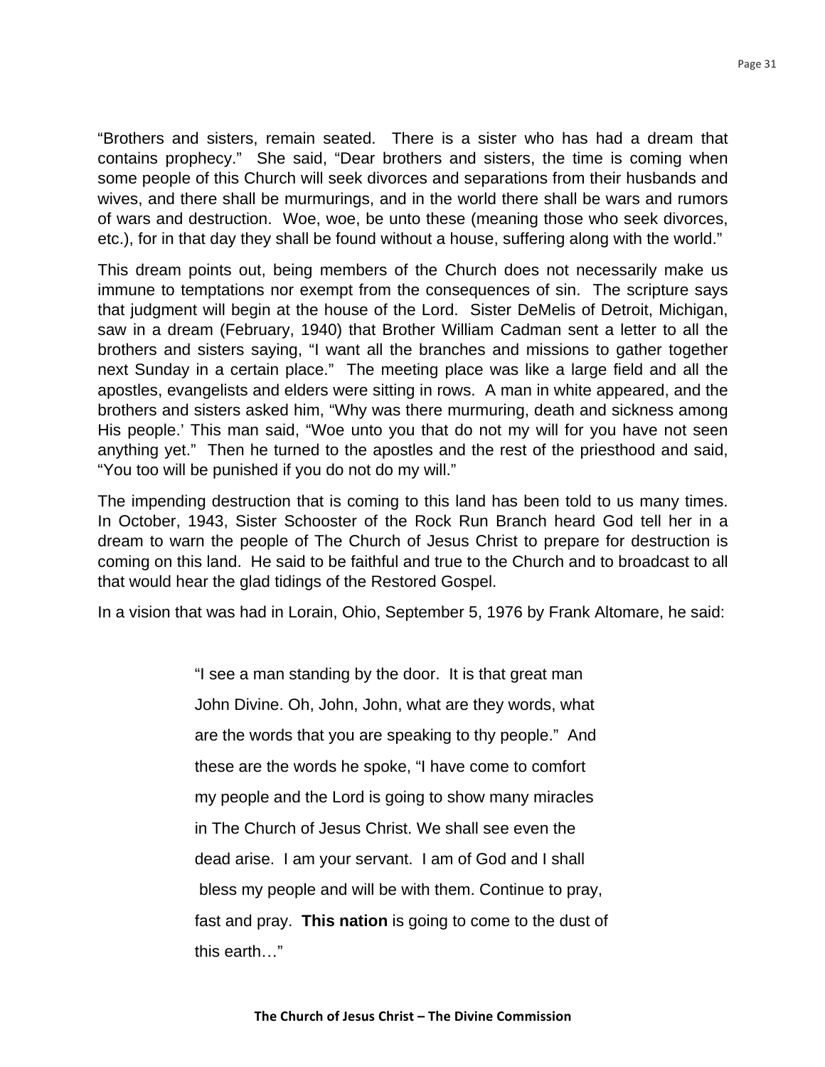"Brothers and sisters, remain seated. There is a sister who has had a dream that contains prophecy." She said, "Dear brothers and sisters, the time is coming when some people of this Church will seek divorces and separations from their husbands and wives, and there shall be murmurings, and in the world there shall be wars and rumors of wars and destruction. Woe, woe, be unto these (meaning those who seek divorces, etc.), for in that day they shall be found without a house, suffering along with the world."

This dream points out, being members of the Church does not necessarily make us immune to temptations nor exempt from the consequences of sin. The scripture says that judgment will begin at the house of the Lord. Sister DeMelis of Detroit, Michigan, saw in a dream (February, 1940) that Brother William Cadman sent a letter to all the brothers and sisters saying, "I want all the branches and missions to gather together next Sunday in a certain place." The meeting place was like a large field and all the apostles, evangelists and elders were sitting in rows. A man in white appeared, and the brothers and sisters asked him, "Why was there murmuring, death and sickness among His people.' This man said, "Woe unto you that do not my will for you have not seen anything yet." Then he turned to the apostles and the rest of the priesthood and said, "You too will be punished if you do not do my will."

The impending destruction that is coming to this land has been told to us many times. In October, 1943, Sister Schooster of the Rock Run Branch heard God tell her in a dream to warn the people of The Church of Jesus Christ to prepare for destruction is coming on this land. He said to be faithful and true to the Church and to broadcast to all that would hear the glad tidings of the Restored Gospel.

In a vision that was had in Lorain, Ohio, September 5, 1976 by Frank Altomare, he said:

> "I see a man standing by the door. It is that great man John Divine. Oh, John, John, what are they words, what are the words that you are speaking to thy people." And these are the words he spoke, "I have come to comfort my people and the Lord is going to show many miracles in The Church of Jesus Christ. We shall see even the dead arise. I am your servant. I am of God and I shall bless my people and will be with them. Continue to pray, fast and pray. **This nation** is going to come to the dust of this earth…"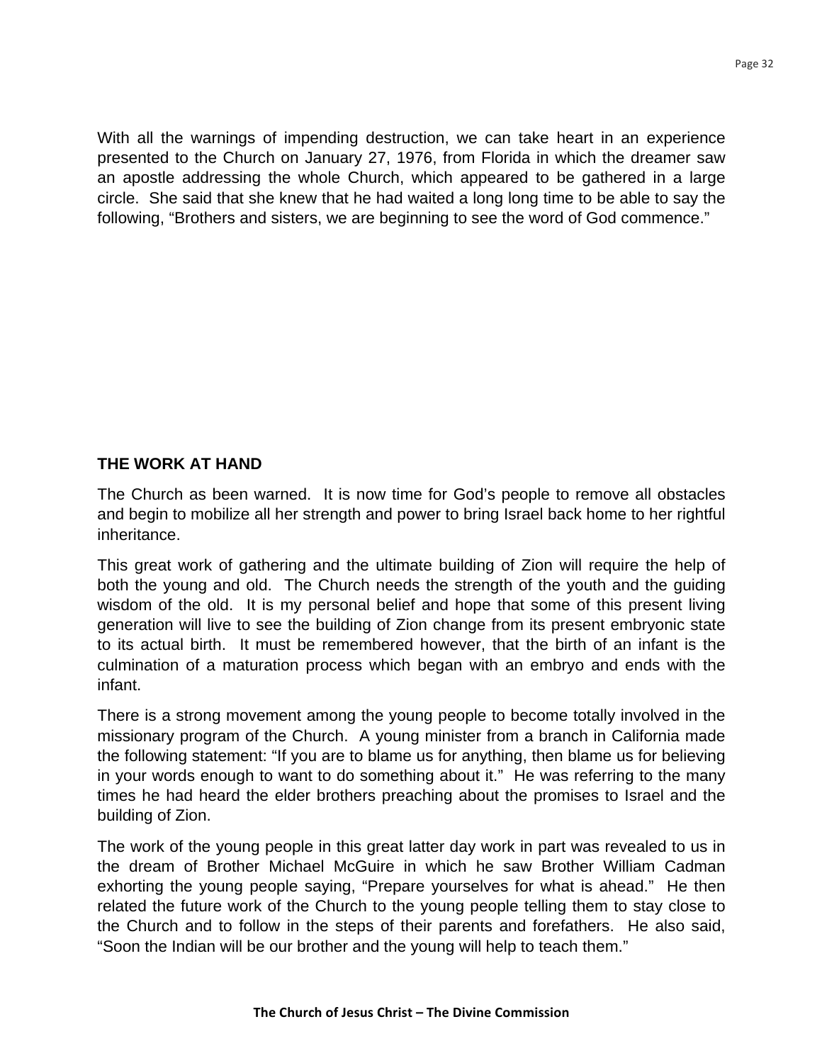With all the warnings of impending destruction, we can take heart in an experience presented to the Church on January 27, 1976, from Florida in which the dreamer saw an apostle addressing the whole Church, which appeared to be gathered in a large circle. She said that she knew that he had waited a long long time to be able to say the following, “Brothers and sisters, we are beginning to see the word of God commence.”

**THE WORK AT HAND**

The Church as been warned. It is now time for God’s people to remove all obstacles and begin to mobilize all her strength and power to bring Israel back home to her rightful inheritance.

This great work of gathering and the ultimate building of Zion will require the help of both the young and old. The Church needs the strength of the youth and the guiding wisdom of the old. It is my personal belief and hope that some of this present living generation will live to see the building of Zion change from its present embryonic state to its actual birth. It must be remembered however, that the birth of an infant is the culmination of a maturation process which began with an embryo and ends with the infant.

There is a strong movement among the young people to become totally involved in the missionary program of the Church. A young minister from a branch in California made the following statement: “If you are to blame us for anything, then blame us for believing in your words enough to want to do something about it.” He was referring to the many times he had heard the elder brothers preaching about the promises to Israel and the building of Zion.

The work of the young people in this great latter day work in part was revealed to us in the dream of Brother Michael McGuire in which he saw Brother William Cadman exhorting the young people saying, “Prepare yourselves for what is ahead.” He then related the future work of the Church to the young people telling them to stay close to the Church and to follow in the steps of their parents and forefathers. He also said, “Soon the Indian will be our brother and the young will help to teach them.”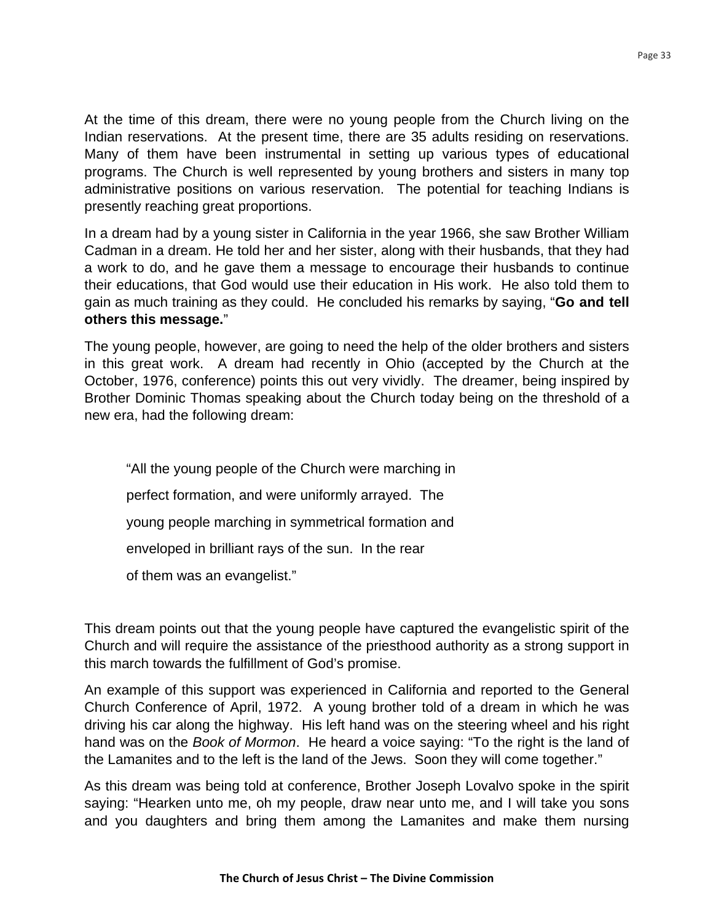At the time of this dream, there were no young people from the Church living on the Indian reservations. At the present time, there are 35 adults residing on reservations. Many of them have been instrumental in setting up various types of educational programs. The Church is well represented by young brothers and sisters in many top administrative positions on various reservation. The potential for teaching Indians is presently reaching great proportions.

In a dream had by a young sister in California in the year 1966, she saw Brother William Cadman in a dream. He told her and her sister, along with their husbands, that they had a work to do, and he gave them a message to encourage their husbands to continue their educations, that God would use their education in His work. He also told them to gain as much training as they could. He concluded his remarks by saying, "**Go and tell others this message.**"

The young people, however, are going to need the help of the older brothers and sisters in this great work. A dream had recently in Ohio (accepted by the Church at the October, 1976, conference) points this out very vividly. The dreamer, being inspired by Brother Dominic Thomas speaking about the Church today being on the threshold of a new era, had the following dream:

> "All the young people of the Church were marching in
> perfect formation, and were uniformly arrayed. The
> young people marching in symmetrical formation and
> enveloped in brilliant rays of the sun. In the rear
> of them was an evangelist."

This dream points out that the young people have captured the evangelistic spirit of the Church and will require the assistance of the priesthood authority as a strong support in this march towards the fulfillment of God's promise.

An example of this support was experienced in California and reported to the General Church Conference of April, 1972. A young brother told of a dream in which he was driving his car along the highway. His left hand was on the steering wheel and his right hand was on the *Book of Mormon*. He heard a voice saying: "To the right is the land of the Lamanites and to the left is the land of the Jews. Soon they will come together."

As this dream was being told at conference, Brother Joseph Lovalvo spoke in the spirit saying: "Hearken unto me, oh my people, draw near unto me, and I will take you sons and you daughters and bring them among the Lamanites and make them nursing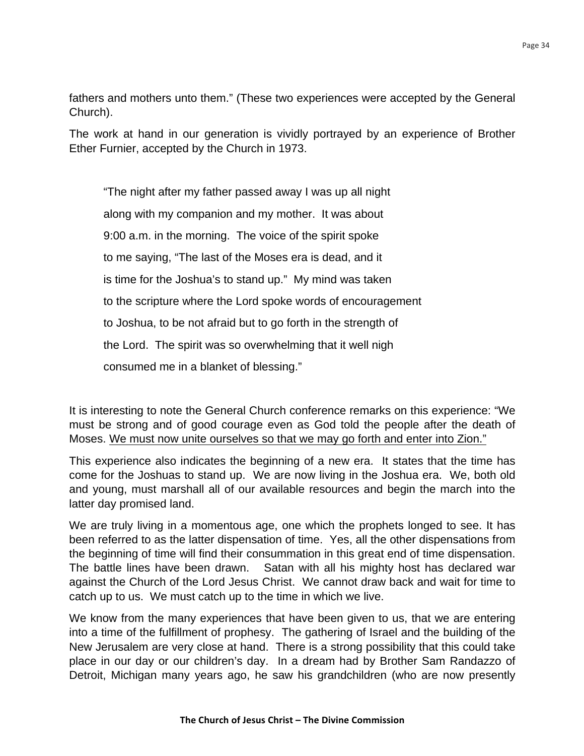fathers and mothers unto them." (These two experiences were accepted by the General Church).

The work at hand in our generation is vividly portrayed by an experience of Brother Ether Furnier, accepted by the Church in 1973.

> "The night after my father passed away I was up all night along with my companion and my mother. It was about 9:00 a.m. in the morning. The voice of the spirit spoke to me saying, "The last of the Moses era is dead, and it is time for the Joshua's to stand up." My mind was taken to the scripture where the Lord spoke words of encouragement to Joshua, to be not afraid but to go forth in the strength of the Lord. The spirit was so overwhelming that it well nigh consumed me in a blanket of blessing."

It is interesting to note the General Church conference remarks on this experience: "We must be strong and of good courage even as God told the people after the death of Moses. <u>We must now unite ourselves so that we may go forth and enter into Zion."</u>

This experience also indicates the beginning of a new era. It states that the time has come for the Joshuas to stand up. We are now living in the Joshua era. We, both old and young, must marshall all of our available resources and begin the march into the latter day promised land.

We are truly living in a momentous age, one which the prophets longed to see. It has been referred to as the latter dispensation of time. Yes, all the other dispensations from the beginning of time will find their consummation in this great end of time dispensation. The battle lines have been drawn. Satan with all his mighty host has declared war against the Church of the Lord Jesus Christ. We cannot draw back and wait for time to catch up to us. We must catch up to the time in which we live.

We know from the many experiences that have been given to us, that we are entering into a time of the fulfillment of prophesy. The gathering of Israel and the building of the New Jerusalem are very close at hand. There is a strong possibility that this could take place in our day or our children's day. In a dream had by Brother Sam Randazzo of Detroit, Michigan many years ago, he saw his grandchildren (who are now presently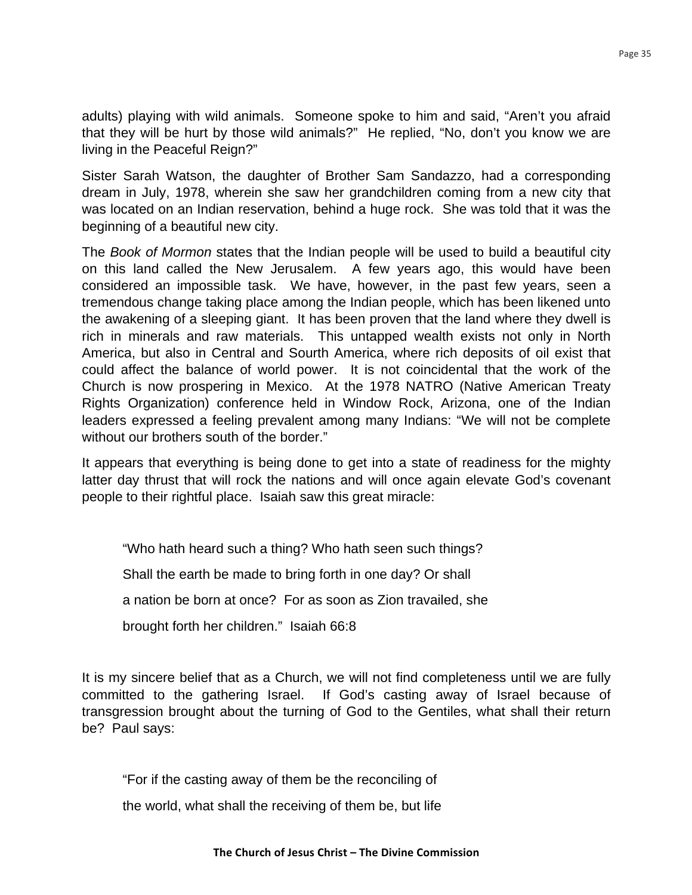adults) playing with wild animals. Someone spoke to him and said, "Aren't you afraid that they will be hurt by those wild animals?" He replied, "No, don't you know we are living in the Peaceful Reign?"

Sister Sarah Watson, the daughter of Brother Sam Sandazzo, had a corresponding dream in July, 1978, wherein she saw her grandchildren coming from a new city that was located on an Indian reservation, behind a huge rock. She was told that it was the beginning of a beautiful new city.

The *Book of Mormon* states that the Indian people will be used to build a beautiful city on this land called the New Jerusalem. A few years ago, this would have been considered an impossible task. We have, however, in the past few years, seen a tremendous change taking place among the Indian people, which has been likened unto the awakening of a sleeping giant. It has been proven that the land where they dwell is rich in minerals and raw materials. This untapped wealth exists not only in North America, but also in Central and Sourth America, where rich deposits of oil exist that could affect the balance of world power. It is not coincidental that the work of the Church is now prospering in Mexico. At the 1978 NATRO (Native American Treaty Rights Organization) conference held in Window Rock, Arizona, one of the Indian leaders expressed a feeling prevalent among many Indians: "We will not be complete without our brothers south of the border."

It appears that everything is being done to get into a state of readiness for the mighty latter day thrust that will rock the nations and will once again elevate God's covenant people to their rightful place. Isaiah saw this great miracle:

> "Who hath heard such a thing? Who hath seen such things?
>
> Shall the earth be made to bring forth in one day? Or shall
>
> a nation be born at once? For as soon as Zion travailed, she
>
> brought forth her children." Isaiah 66:8

It is my sincere belief that as a Church, we will not find completeness until we are fully committed to the gathering Israel. If God's casting away of Israel because of transgression brought about the turning of God to the Gentiles, what shall their return be? Paul says:

> "For if the casting away of them be the reconciling of
>
> the world, what shall the receiving of them be, but life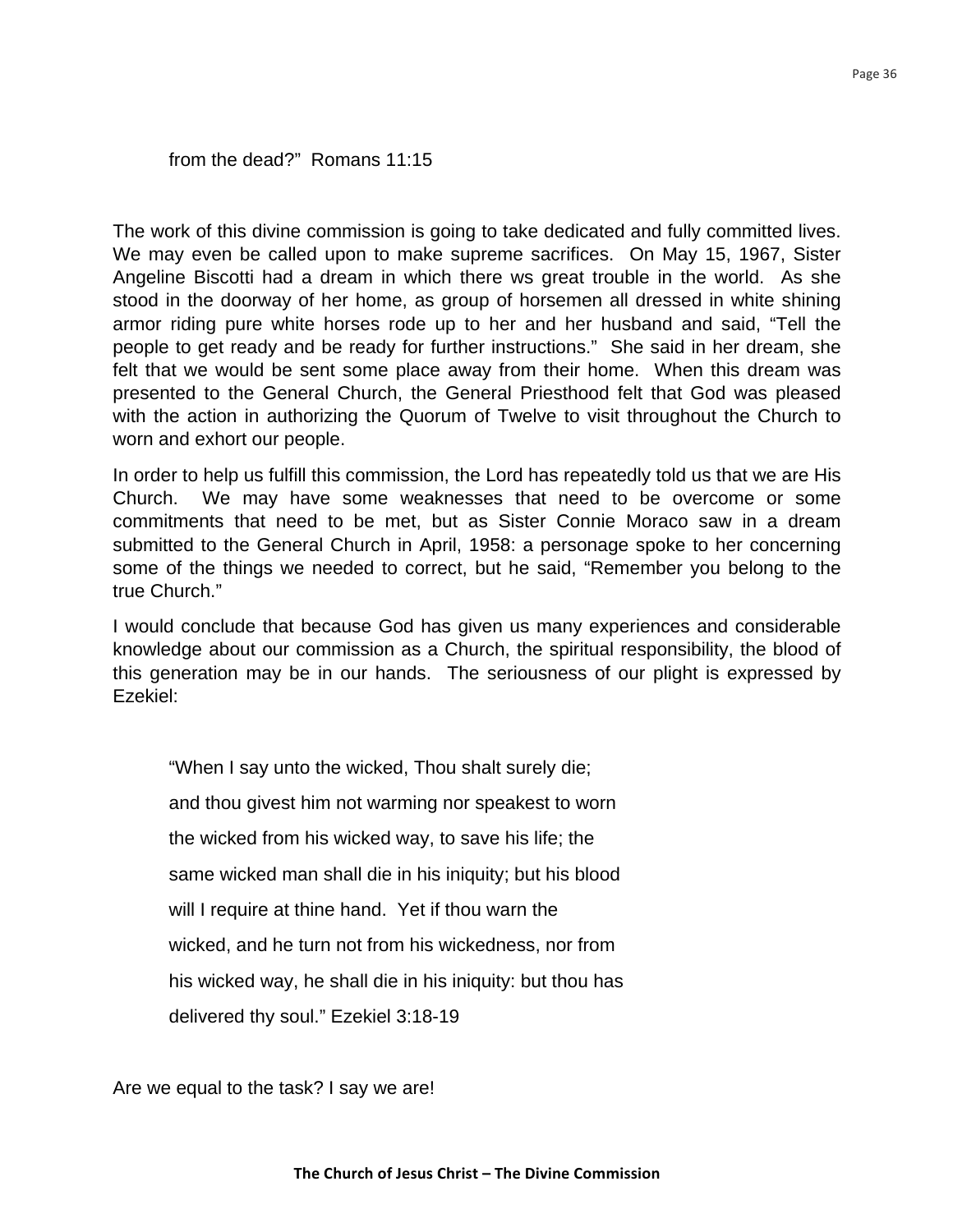from the dead?" Romans 11:15

The work of this divine commission is going to take dedicated and fully committed lives. We may even be called upon to make supreme sacrifices. On May 15, 1967, Sister Angeline Biscotti had a dream in which there ws great trouble in the world. As she stood in the doorway of her home, as group of horsemen all dressed in white shining armor riding pure white horses rode up to her and her husband and said, "Tell the people to get ready and be ready for further instructions." She said in her dream, she felt that we would be sent some place away from their home. When this dream was presented to the General Church, the General Priesthood felt that God was pleased with the action in authorizing the Quorum of Twelve to visit throughout the Church to worn and exhort our people.

In order to help us fulfill this commission, the Lord has repeatedly told us that we are His Church. We may have some weaknesses that need to be overcome or some commitments that need to be met, but as Sister Connie Moraco saw in a dream submitted to the General Church in April, 1958: a personage spoke to her concerning some of the things we needed to correct, but he said, "Remember you belong to the true Church."

I would conclude that because God has given us many experiences and considerable knowledge about our commission as a Church, the spiritual responsibility, the blood of this generation may be in our hands. The seriousness of our plight is expressed by Ezekiel:

> "When I say unto the wicked, Thou shalt surely die;
> and thou givest him not warming nor speakest to worn
> the wicked from his wicked way, to save his life; the
> same wicked man shall die in his iniquity; but his blood
> will I require at thine hand. Yet if thou warn the
> wicked, and he turn not from his wickedness, nor from
> his wicked way, he shall die in his iniquity: but thou has
> delivered thy soul." Ezekiel 3:18-19

Are we equal to the task? I say we are!